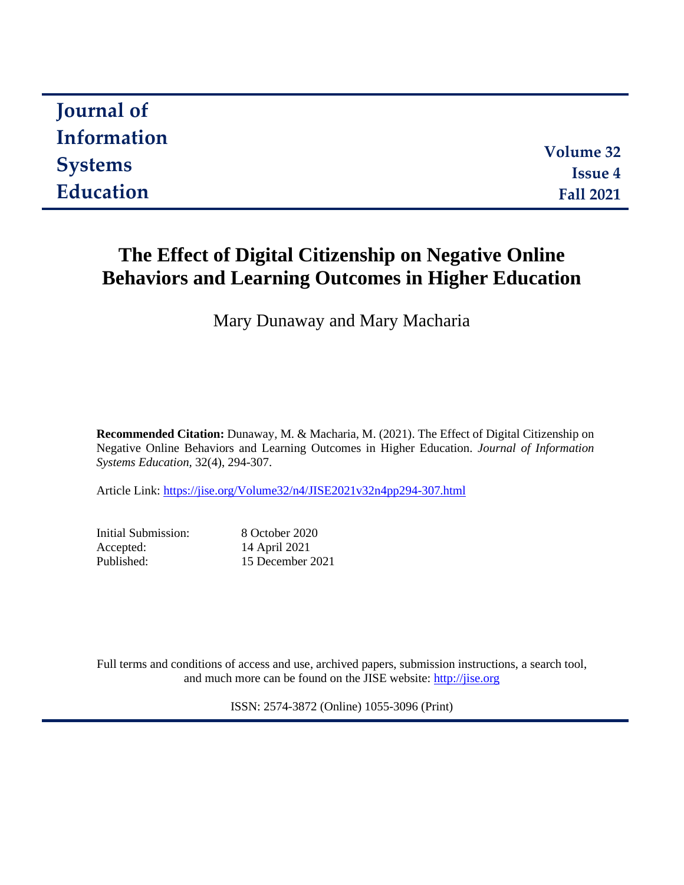# Journal of Information Systems Education

**Volume 32**
**Issue 4**
**Fall 2021**

# The Effect of Digital Citizenship on Negative Online Behaviors and Learning Outcomes in Higher Education

Mary Dunaway and Mary Macharia

**Recommended Citation:** Dunaway, M. & Macharia, M. (2021). The Effect of Digital Citizenship on Negative Online Behaviors and Learning Outcomes in Higher Education. *Journal of Information Systems Education,* 32(4), 294-307.

Article Link: https://jise.org/Volume32/n4/JISE2021v32n4pp294-307.html

Initial Submission: 8 October 2020
Accepted: 14 April 2021
Published: 15 December 2021

Full terms and conditions of access and use, archived papers, submission instructions, a search tool, and much more can be found on the JISE website: http://jise.org

ISSN: 2574-3872 (Online) 1055-3096 (Print)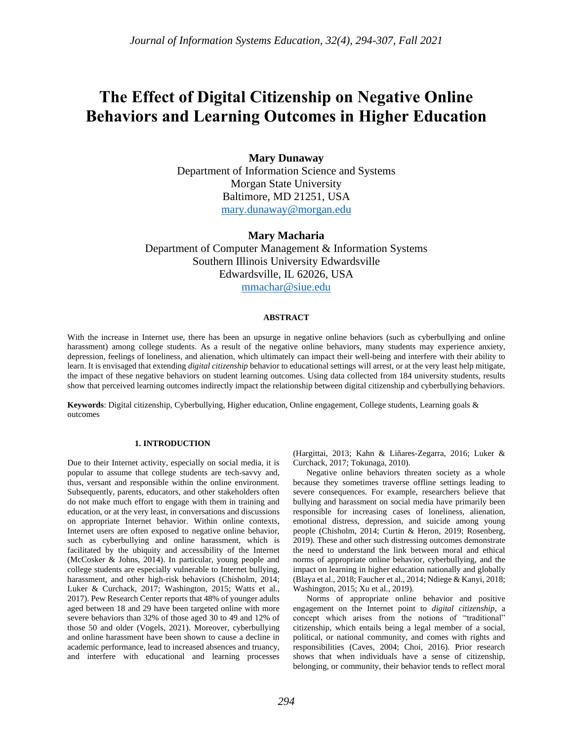# The Effect of Digital Citizenship on Negative Online Behaviors and Learning Outcomes in Higher Education

**Mary Dunaway**
Department of Information Science and Systems
Morgan State University
Baltimore, MD 21251, USA
mary.dunaway@morgan.edu

**Mary Macharia**
Department of Computer Management & Information Systems
Southern Illinois University Edwardsville
Edwardsville, IL 62026, USA
mmachar@siue.edu

## ABSTRACT

With the increase in Internet use, there has been an upsurge in negative online behaviors (such as cyberbullying and online harassment) among college students. As a result of the negative online behaviors, many students may experience anxiety, depression, feelings of loneliness, and alienation, which ultimately can impact their well-being and interfere with their ability to learn. It is envisaged that extending *digital citizenship* behavior to educational settings will arrest, or at the very least help mitigate, the impact of these negative behaviors on student learning outcomes. Using data collected from 184 university students, results show that perceived learning outcomes indirectly impact the relationship between digital citizenship and cyberbullying behaviors.

**Keywords**: Digital citizenship, Cyberbullying, Higher education, Online engagement, College students, Learning goals & outcomes

## 1. INTRODUCTION

Due to their Internet activity, especially on social media, it is popular to assume that college students are tech-savvy and, thus, versant and responsible within the online environment. Subsequently, parents, educators, and other stakeholders often do not make much effort to engage with them in training and education, or at the very least, in conversations and discussions on appropriate Internet behavior. Within online contexts, Internet users are often exposed to negative online behavior, such as cyberbullying and online harassment, which is facilitated by the ubiquity and accessibility of the Internet (McCosker & Johns, 2014). In particular, young people and college students are especially vulnerable to Internet bullying, harassment, and other high-risk behaviors (Chisholm, 2014; Luker & Curchack, 2017; Washington, 2015; Watts et al., 2017). Pew Research Center reports that 48% of younger adults aged between 18 and 29 have been targeted online with more severe behaviors than 32% of those aged 30 to 49 and 12% of those 50 and older (Vogels, 2021). Moreover, cyberbullying and online harassment have been shown to cause a decline in academic performance, lead to increased absences and truancy, and interfere with educational and learning processes (Hargittai, 2013; Kahn & Liñares-Zegarra, 2016; Luker & Curchack, 2017; Tokunaga, 2010).

Negative online behaviors threaten society as a whole because they sometimes traverse offline settings leading to severe consequences. For example, researchers believe that bullying and harassment on social media have primarily been responsible for increasing cases of loneliness, alienation, emotional distress, depression, and suicide among young people (Chisholm, 2014; Curtin & Heron, 2019; Rosenberg, 2019). These and other such distressing outcomes demonstrate the need to understand the link between moral and ethical norms of appropriate online behavior, cyberbullying, and the impact on learning in higher education nationally and globally (Blaya et al., 2018; Faucher et al., 2014; Ndiege & Kanyi, 2018; Washington, 2015; Xu et al., 2019).

Norms of appropriate online behavior and positive engagement on the Internet point to *digital citizenship*, a concept which arises from the notions of "traditional" citizenship, which entails being a legal member of a social, political, or national community, and comes with rights and responsibilities (Caves, 2004; Choi, 2016). Prior research shows that when individuals have a sense of citizenship, belonging, or community, their behavior tends to reflect moral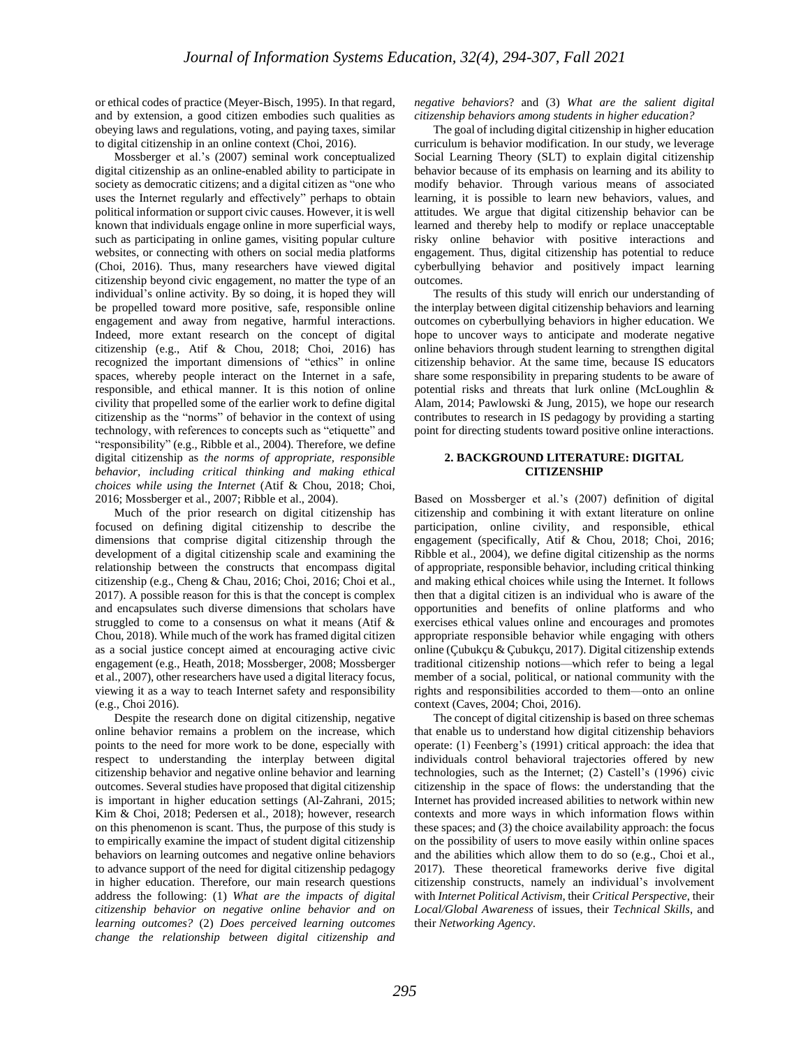or ethical codes of practice (Meyer-Bisch, 1995). In that regard, and by extension, a good citizen embodies such qualities as obeying laws and regulations, voting, and paying taxes, similar to digital citizenship in an online context (Choi, 2016).

Mossberger et al.'s (2007) seminal work conceptualized digital citizenship as an online-enabled ability to participate in society as democratic citizens; and a digital citizen as "one who uses the Internet regularly and effectively" perhaps to obtain political information or support civic causes. However, it is well known that individuals engage online in more superficial ways, such as participating in online games, visiting popular culture websites, or connecting with others on social media platforms (Choi, 2016). Thus, many researchers have viewed digital citizenship beyond civic engagement, no matter the type of an individual's online activity. By so doing, it is hoped they will be propelled toward more positive, safe, responsible online engagement and away from negative, harmful interactions. Indeed, more extant research on the concept of digital citizenship (e.g., Atif & Chou, 2018; Choi, 2016) has recognized the important dimensions of "ethics" in online spaces, whereby people interact on the Internet in a safe, responsible, and ethical manner. It is this notion of online civility that propelled some of the earlier work to define digital citizenship as the "norms" of behavior in the context of using technology, with references to concepts such as "etiquette" and "responsibility" (e.g., Ribble et al., 2004). Therefore, we define digital citizenship as *the norms of appropriate, responsible behavior, including critical thinking and making ethical choices while using the Internet* (Atif & Chou, 2018; Choi, 2016; Mossberger et al., 2007; Ribble et al., 2004).

Much of the prior research on digital citizenship has focused on defining digital citizenship to describe the dimensions that comprise digital citizenship through the development of a digital citizenship scale and examining the relationship between the constructs that encompass digital citizenship (e.g., Cheng & Chau, 2016; Choi, 2016; Choi et al., 2017). A possible reason for this is that the concept is complex and encapsulates such diverse dimensions that scholars have struggled to come to a consensus on what it means (Atif & Chou, 2018). While much of the work has framed digital citizen as a social justice concept aimed at encouraging active civic engagement (e.g., Heath, 2018; Mossberger, 2008; Mossberger et al., 2007), other researchers have used a digital literacy focus, viewing it as a way to teach Internet safety and responsibility (e.g., Choi 2016).

Despite the research done on digital citizenship, negative online behavior remains a problem on the increase, which points to the need for more work to be done, especially with respect to understanding the interplay between digital citizenship behavior and negative online behavior and learning outcomes. Several studies have proposed that digital citizenship is important in higher education settings (Al-Zahrani, 2015; Kim & Choi, 2018; Pedersen et al., 2018); however, research on this phenomenon is scant. Thus, the purpose of this study is to empirically examine the impact of student digital citizenship behaviors on learning outcomes and negative online behaviors to advance support of the need for digital citizenship pedagogy in higher education. Therefore, our main research questions address the following: (1) *What are the impacts of digital citizenship behavior on negative online behavior and on learning outcomes?* (2) *Does perceived learning outcomes change the relationship between digital citizenship and negative behaviors*? and (3) *What are the salient digital citizenship behaviors among students in higher education?*

The goal of including digital citizenship in higher education curriculum is behavior modification. In our study, we leverage Social Learning Theory (SLT) to explain digital citizenship behavior because of its emphasis on learning and its ability to modify behavior. Through various means of associated learning, it is possible to learn new behaviors, values, and attitudes. We argue that digital citizenship behavior can be learned and thereby help to modify or replace unacceptable risky online behavior with positive interactions and engagement. Thus, digital citizenship has potential to reduce cyberbullying behavior and positively impact learning outcomes.

The results of this study will enrich our understanding of the interplay between digital citizenship behaviors and learning outcomes on cyberbullying behaviors in higher education. We hope to uncover ways to anticipate and moderate negative online behaviors through student learning to strengthen digital citizenship behavior. At the same time, because IS educators share some responsibility in preparing students to be aware of potential risks and threats that lurk online (McLoughlin & Alam, 2014; Pawlowski & Jung, 2015), we hope our research contributes to research in IS pedagogy by providing a starting point for directing students toward positive online interactions.

## 2. BACKGROUND LITERATURE: DIGITAL CITIZENSHIP

Based on Mossberger et al.'s (2007) definition of digital citizenship and combining it with extant literature on online participation, online civility, and responsible, ethical engagement (specifically, Atif & Chou, 2018; Choi, 2016; Ribble et al., 2004), we define digital citizenship as the norms of appropriate, responsible behavior, including critical thinking and making ethical choices while using the Internet. It follows then that a digital citizen is an individual who is aware of the opportunities and benefits of online platforms and who exercises ethical values online and encourages and promotes appropriate responsible behavior while engaging with others online (Çubukçu & Çubukçu, 2017). Digital citizenship extends traditional citizenship notions—which refer to being a legal member of a social, political, or national community with the rights and responsibilities accorded to them—onto an online context (Caves, 2004; Choi, 2016).

The concept of digital citizenship is based on three schemas that enable us to understand how digital citizenship behaviors operate: (1) Feenberg's (1991) critical approach: the idea that individuals control behavioral trajectories offered by new technologies, such as the Internet; (2) Castell's (1996) civic citizenship in the space of flows: the understanding that the Internet has provided increased abilities to network within new contexts and more ways in which information flows within these spaces; and (3) the choice availability approach: the focus on the possibility of users to move easily within online spaces and the abilities which allow them to do so (e.g., Choi et al., 2017). These theoretical frameworks derive five digital citizenship constructs, namely an individual's involvement with *Internet Political Activism*, their *Critical Perspective*, their *Local/Global Awareness* of issues, their *Technical Skills*, and their *Networking Agency*.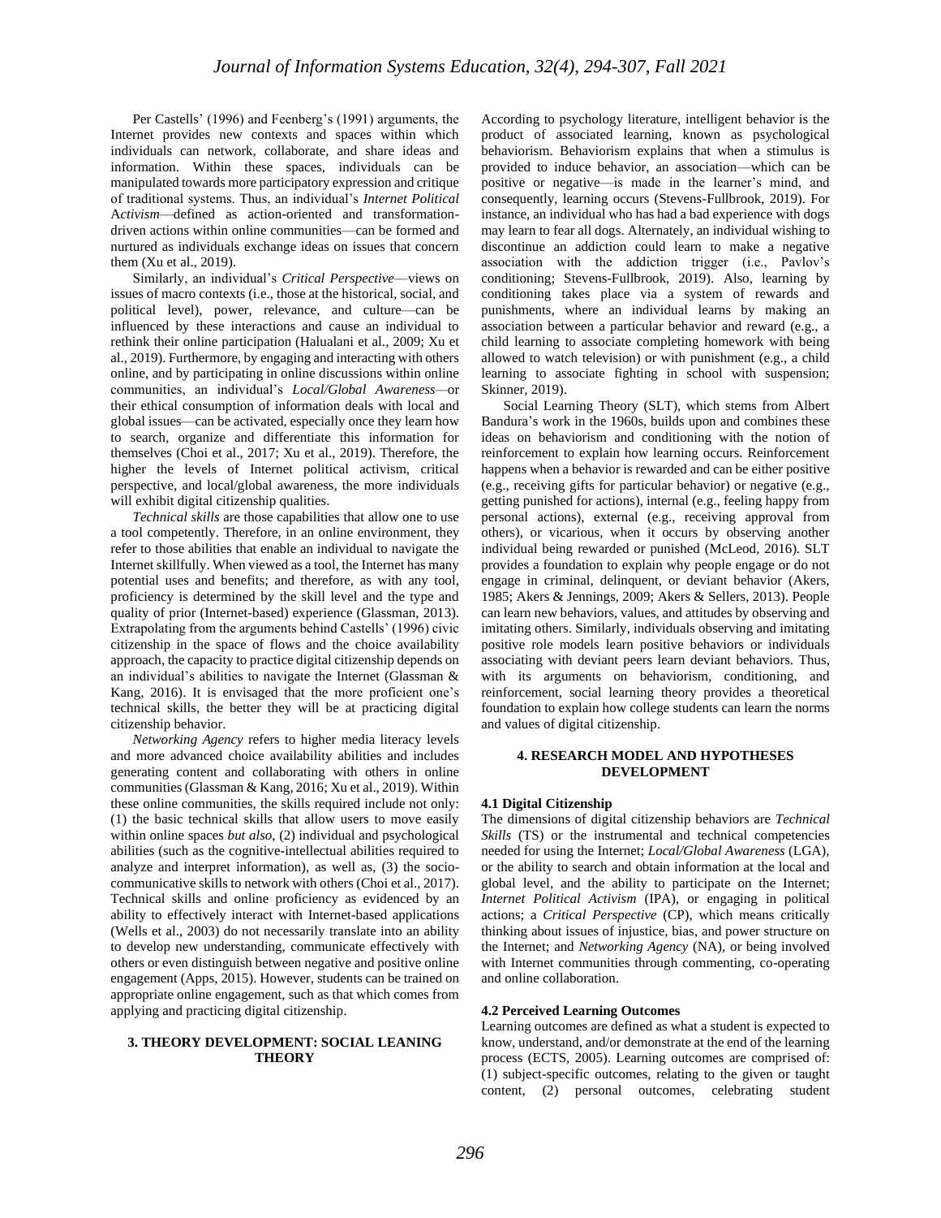Per Castells' (1996) and Feenberg's (1991) arguments, the Internet provides new contexts and spaces within which individuals can network, collaborate, and share ideas and information. Within these spaces, individuals can be manipulated towards more participatory expression and critique of traditional systems. Thus, an individual's *Internet Political Activism*—defined as action-oriented and transformation-driven actions within online communities—can be formed and nurtured as individuals exchange ideas on issues that concern them (Xu et al., 2019).

Similarly, an individual's *Critical Perspective*—views on issues of macro contexts (i.e., those at the historical, social, and political level), power, relevance, and culture—can be influenced by these interactions and cause an individual to rethink their online participation (Halualani et al., 2009; Xu et al., 2019). Furthermore, by engaging and interacting with others online, and by participating in online discussions within online communities, an individual's *Local/Global Awareness*—or their ethical consumption of information deals with local and global issues—can be activated, especially once they learn how to search, organize and differentiate this information for themselves (Choi et al., 2017; Xu et al., 2019). Therefore, the higher the levels of Internet political activism, critical perspective, and local/global awareness, the more individuals will exhibit digital citizenship qualities.

*Technical skills* are those capabilities that allow one to use a tool competently. Therefore, in an online environment, they refer to those abilities that enable an individual to navigate the Internet skillfully. When viewed as a tool, the Internet has many potential uses and benefits; and therefore, as with any tool, proficiency is determined by the skill level and the type and quality of prior (Internet-based) experience (Glassman, 2013). Extrapolating from the arguments behind Castells' (1996) civic citizenship in the space of flows and the choice availability approach, the capacity to practice digital citizenship depends on an individual's abilities to navigate the Internet (Glassman & Kang, 2016). It is envisaged that the more proficient one's technical skills, the better they will be at practicing digital citizenship behavior.

*Networking Agency* refers to higher media literacy levels and more advanced choice availability abilities and includes generating content and collaborating with others in online communities (Glassman & Kang, 2016; Xu et al., 2019). Within these online communities, the skills required include not only: (1) the basic technical skills that allow users to move easily within online spaces *but also*, (2) individual and psychological abilities (such as the cognitive-intellectual abilities required to analyze and interpret information), as well as, (3) the socio-communicative skills to network with others (Choi et al., 2017). Technical skills and online proficiency as evidenced by an ability to effectively interact with Internet-based applications (Wells et al., 2003) do not necessarily translate into an ability to develop new understanding, communicate effectively with others or even distinguish between negative and positive online engagement (Apps, 2015). However, students can be trained on appropriate online engagement, such as that which comes from applying and practicing digital citizenship.

## 3. THEORY DEVELOPMENT: SOCIAL LEANING THEORY

According to psychology literature, intelligent behavior is the product of associated learning, known as psychological behaviorism. Behaviorism explains that when a stimulus is provided to induce behavior, an association—which can be positive or negative—is made in the learner's mind, and consequently, learning occurs (Stevens-Fullbrook, 2019). For instance, an individual who has had a bad experience with dogs may learn to fear all dogs. Alternately, an individual wishing to discontinue an addiction could learn to make a negative association with the addiction trigger (i.e., Pavlov's conditioning; Stevens-Fullbrook, 2019). Also, learning by conditioning takes place via a system of rewards and punishments, where an individual learns by making an association between a particular behavior and reward (e.g., a child learning to associate completing homework with being allowed to watch television) or with punishment (e.g., a child learning to associate fighting in school with suspension; Skinner, 2019).

Social Learning Theory (SLT), which stems from Albert Bandura's work in the 1960s, builds upon and combines these ideas on behaviorism and conditioning with the notion of reinforcement to explain how learning occurs. Reinforcement happens when a behavior is rewarded and can be either positive (e.g., receiving gifts for particular behavior) or negative (e.g., getting punished for actions), internal (e.g., feeling happy from personal actions), external (e.g., receiving approval from others), or vicarious, when it occurs by observing another individual being rewarded or punished (McLeod, 2016). SLT provides a foundation to explain why people engage or do not engage in criminal, delinquent, or deviant behavior (Akers, 1985; Akers & Jennings, 2009; Akers & Sellers, 2013). People can learn new behaviors, values, and attitudes by observing and imitating others. Similarly, individuals observing and imitating positive role models learn positive behaviors or individuals associating with deviant peers learn deviant behaviors. Thus, with its arguments on behaviorism, conditioning, and reinforcement, social learning theory provides a theoretical foundation to explain how college students can learn the norms and values of digital citizenship.

## 4. RESEARCH MODEL AND HYPOTHESES DEVELOPMENT

### 4.1 Digital Citizenship

The dimensions of digital citizenship behaviors are *Technical Skills* (TS) or the instrumental and technical competencies needed for using the Internet; *Local/Global Awareness* (LGA), or the ability to search and obtain information at the local and global level, and the ability to participate on the Internet; *Internet Political Activism* (IPA), or engaging in political actions; a *Critical Perspective* (CP), which means critically thinking about issues of injustice, bias, and power structure on the Internet; and *Networking Agency* (NA), or being involved with Internet communities through commenting, co-operating and online collaboration.

### 4.2 Perceived Learning Outcomes

Learning outcomes are defined as what a student is expected to know, understand, and/or demonstrate at the end of the learning process (ECTS, 2005). Learning outcomes are comprised of: (1) subject-specific outcomes, relating to the given or taught content, (2) personal outcomes, celebrating student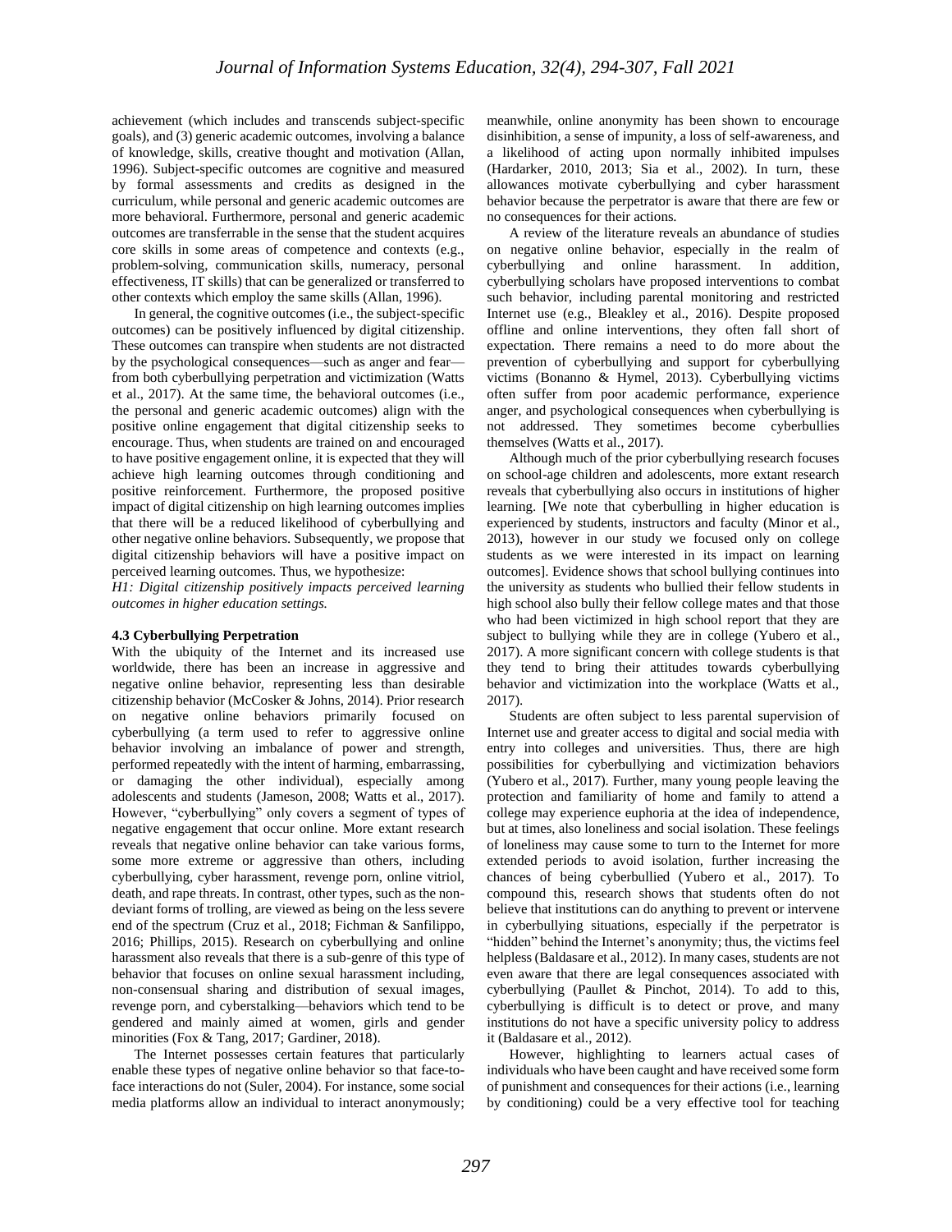achievement (which includes and transcends subject-specific goals), and (3) generic academic outcomes, involving a balance of knowledge, skills, creative thought and motivation (Allan, 1996). Subject-specific outcomes are cognitive and measured by formal assessments and credits as designed in the curriculum, while personal and generic academic outcomes are more behavioral. Furthermore, personal and generic academic outcomes are transferrable in the sense that the student acquires core skills in some areas of competence and contexts (e.g., problem-solving, communication skills, numeracy, personal effectiveness, IT skills) that can be generalized or transferred to other contexts which employ the same skills (Allan, 1996).

In general, the cognitive outcomes (i.e., the subject-specific outcomes) can be positively influenced by digital citizenship. These outcomes can transpire when students are not distracted by the psychological consequences—such as anger and fear—from both cyberbullying perpetration and victimization (Watts et al., 2017). At the same time, the behavioral outcomes (i.e., the personal and generic academic outcomes) align with the positive online engagement that digital citizenship seeks to encourage. Thus, when students are trained on and encouraged to have positive engagement online, it is expected that they will achieve high learning outcomes through conditioning and positive reinforcement. Furthermore, the proposed positive impact of digital citizenship on high learning outcomes implies that there will be a reduced likelihood of cyberbullying and other negative online behaviors. Subsequently, we propose that digital citizenship behaviors will have a positive impact on perceived learning outcomes. Thus, we hypothesize:

*H1: Digital citizenship positively impacts perceived learning outcomes in higher education settings.*

### 4.3 Cyberbullying Perpetration

With the ubiquity of the Internet and its increased use worldwide, there has been an increase in aggressive and negative online behavior, representing less than desirable citizenship behavior (McCosker & Johns, 2014). Prior research on negative online behaviors primarily focused on cyberbullying (a term used to refer to aggressive online behavior involving an imbalance of power and strength, performed repeatedly with the intent of harming, embarrassing, or damaging the other individual), especially among adolescents and students (Jameson, 2008; Watts et al., 2017). However, "cyberbullying" only covers a segment of types of negative engagement that occur online. More extant research reveals that negative online behavior can take various forms, some more extreme or aggressive than others, including cyberbullying, cyber harassment, revenge porn, online vitriol, death, and rape threats. In contrast, other types, such as the non-deviant forms of trolling, are viewed as being on the less severe end of the spectrum (Cruz et al., 2018; Fichman & Sanfilippo, 2016; Phillips, 2015). Research on cyberbullying and online harassment also reveals that there is a sub-genre of this type of behavior that focuses on online sexual harassment including, non-consensual sharing and distribution of sexual images, revenge porn, and cyberstalking—behaviors which tend to be gendered and mainly aimed at women, girls and gender minorities (Fox & Tang, 2017; Gardiner, 2018).

The Internet possesses certain features that particularly enable these types of negative online behavior so that face-to-face interactions do not (Suler, 2004). For instance, some social media platforms allow an individual to interact anonymously; meanwhile, online anonymity has been shown to encourage disinhibition, a sense of impunity, a loss of self-awareness, and a likelihood of acting upon normally inhibited impulses (Hardarker, 2010, 2013; Sia et al., 2002). In turn, these allowances motivate cyberbullying and cyber harassment behavior because the perpetrator is aware that there are few or no consequences for their actions.

A review of the literature reveals an abundance of studies on negative online behavior, especially in the realm of cyberbullying and online harassment. In addition, cyberbullying scholars have proposed interventions to combat such behavior, including parental monitoring and restricted Internet use (e.g., Bleakley et al., 2016). Despite proposed offline and online interventions, they often fall short of expectation. There remains a need to do more about the prevention of cyberbullying and support for cyberbullying victims (Bonanno & Hymel, 2013). Cyberbullying victims often suffer from poor academic performance, experience anger, and psychological consequences when cyberbullying is not addressed. They sometimes become cyberbullies themselves (Watts et al., 2017).

Although much of the prior cyberbullying research focuses on school-age children and adolescents, more extant research reveals that cyberbullying also occurs in institutions of higher learning. [We note that cyberbulling in higher education is experienced by students, instructors and faculty (Minor et al., 2013), however in our study we focused only on college students as we were interested in its impact on learning outcomes]. Evidence shows that school bullying continues into the university as students who bullied their fellow students in high school also bully their fellow college mates and that those who had been victimized in high school report that they are subject to bullying while they are in college (Yubero et al., 2017). A more significant concern with college students is that they tend to bring their attitudes towards cyberbullying behavior and victimization into the workplace (Watts et al., 2017).

Students are often subject to less parental supervision of Internet use and greater access to digital and social media with entry into colleges and universities. Thus, there are high possibilities for cyberbullying and victimization behaviors (Yubero et al., 2017). Further, many young people leaving the protection and familiarity of home and family to attend a college may experience euphoria at the idea of independence, but at times, also loneliness and social isolation. These feelings of loneliness may cause some to turn to the Internet for more extended periods to avoid isolation, further increasing the chances of being cyberbullied (Yubero et al., 2017). To compound this, research shows that students often do not believe that institutions can do anything to prevent or intervene in cyberbullying situations, especially if the perpetrator is "hidden" behind the Internet's anonymity; thus, the victims feel helpless (Baldasare et al., 2012). In many cases, students are not even aware that there are legal consequences associated with cyberbullying (Paullet & Pinchot, 2014). To add to this, cyberbullying is difficult is to detect or prove, and many institutions do not have a specific university policy to address it (Baldasare et al., 2012).

However, highlighting to learners actual cases of individuals who have been caught and have received some form of punishment and consequences for their actions (i.e., learning by conditioning) could be a very effective tool for teaching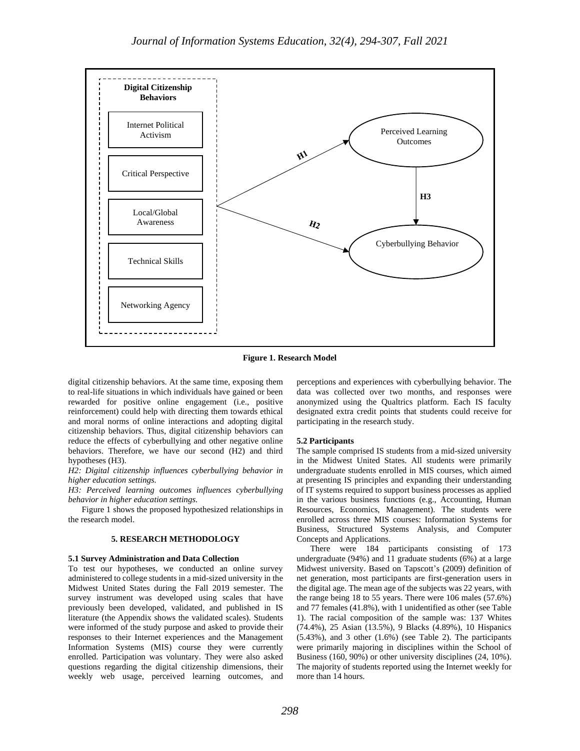Figure 1. Research Model

digital citizenship behaviors. At the same time, exposing them to real-life situations in which individuals have gained or been rewarded for positive online engagement (i.e., positive reinforcement) could help with directing them towards ethical and moral norms of online interactions and adopting digital citizenship behaviors. Thus, digital citizenship behaviors can reduce the effects of cyberbullying and other negative online behaviors. Therefore, we have our second (H2) and third hypotheses (H3).

*H2: Digital citizenship influences cyberbullying behavior in higher education settings.*

*H3: Perceived learning outcomes influences cyberbullying behavior in higher education settings.*

Figure 1 shows the proposed hypothesized relationships in the research model.

## 5. RESEARCH METHODOLOGY

### 5.1 Survey Administration and Data Collection

To test our hypotheses, we conducted an online survey administered to college students in a mid-sized university in the Midwest United States during the Fall 2019 semester. The survey instrument was developed using scales that have previously been developed, validated, and published in IS literature (the Appendix shows the validated scales). Students were informed of the study purpose and asked to provide their responses to their Internet experiences and the Management Information Systems (MIS) course they were currently enrolled. Participation was voluntary. They were also asked questions regarding the digital citizenship dimensions, their weekly web usage, perceived learning outcomes, and perceptions and experiences with cyberbullying behavior. The data was collected over two months, and responses were anonymized using the Qualtrics platform. Each IS faculty designated extra credit points that students could receive for participating in the research study.

### 5.2 Participants

The sample comprised IS students from a mid-sized university in the Midwest United States. All students were primarily undergraduate students enrolled in MIS courses, which aimed at presenting IS principles and expanding their understanding of IT systems required to support business processes as applied in the various business functions (e.g., Accounting, Human Resources, Economics, Management). The students were enrolled across three MIS courses: Information Systems for Business, Structured Systems Analysis, and Computer Concepts and Applications.

There were 184 participants consisting of 173 undergraduate (94%) and 11 graduate students (6%) at a large Midwest university. Based on Tapscott's (2009) definition of net generation, most participants are first-generation users in the digital age. The mean age of the subjects was 22 years, with the range being 18 to 55 years. There were 106 males (57.6%) and 77 females (41.8%), with 1 unidentified as other (see Table 1). The racial composition of the sample was: 137 Whites (74.4%), 25 Asian (13.5%), 9 Blacks (4.89%), 10 Hispanics (5.43%), and 3 other (1.6%) (see Table 2). The participants were primarily majoring in disciplines within the School of Business (160, 90%) or other university disciplines (24, 10%). The majority of students reported using the Internet weekly for more than 14 hours.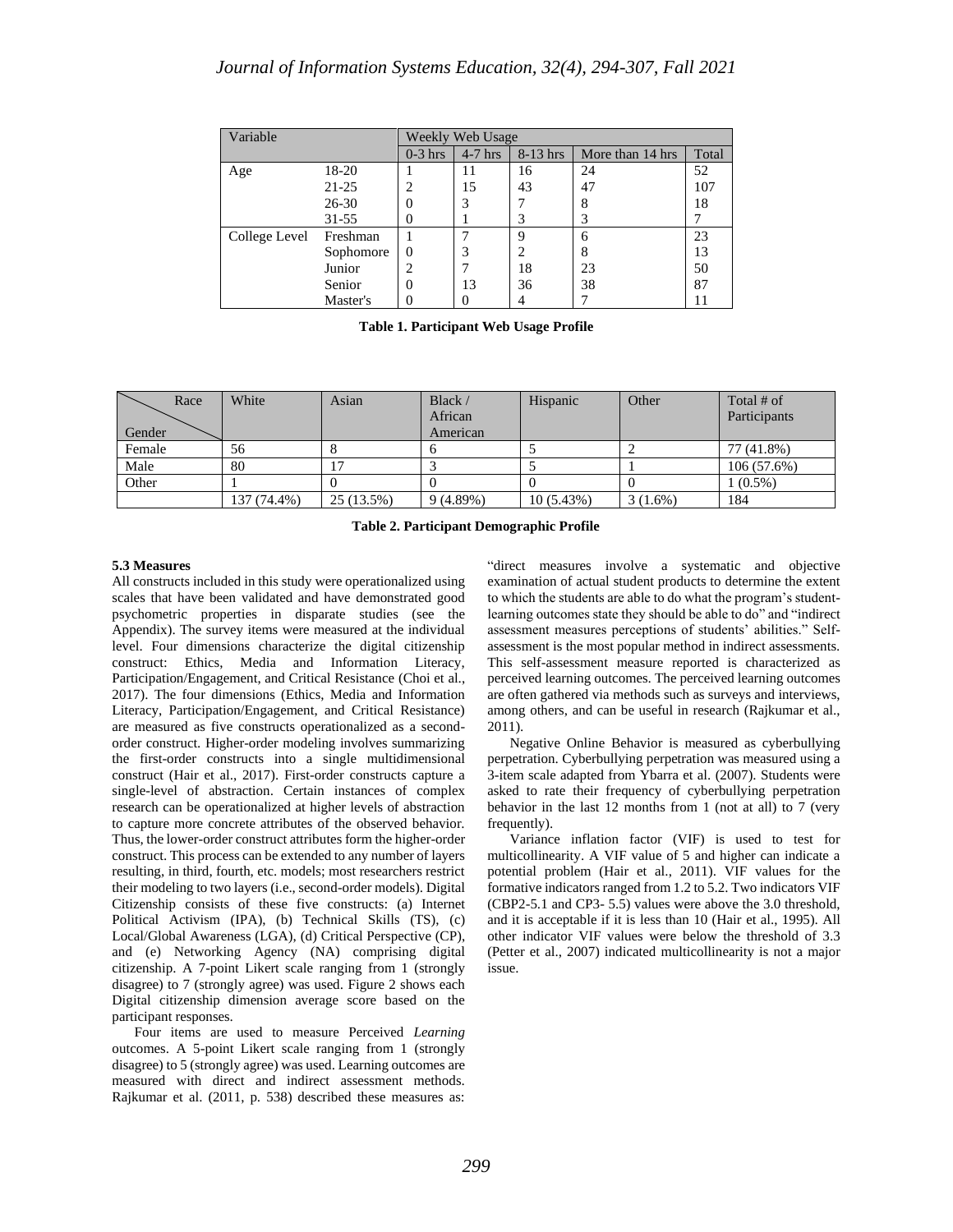| Variable | | Weekly Web Usage | | | | |
|---|---|---|---|---|---|---|
| | | 0-3 hrs | 4-7 hrs | 8-13 hrs | More than 14 hrs | Total |
| Age | 18-20 | 1 | 11 | 16 | 24 | 52 |
| | 21-25 | 2 | 15 | 43 | 47 | 107 |
| | 26-30 | 0 | 3 | 7 | 8 | 18 |
| | 31-55 | 0 | 1 | 3 | 3 | 7 |
| College Level | Freshman | 1 | 7 | 9 | 6 | 23 |
| | Sophomore | 0 | 3 | 2 | 8 | 13 |
| | Junior | 2 | 7 | 18 | 23 | 50 |
| | Senior | 0 | 13 | 36 | 38 | 87 |
| | Master's | 0 | 0 | 4 | 7 | 11 |

**Table 1. Participant Web Usage Profile**

| Gender \ Race | White | Asian | Black / African American | Hispanic | Other | Total # of Participants |
|---|---|---|---|---|---|---|
| Female | 56 | 8 | 6 | 5 | 2 | 77 (41.8%) |
| Male | 80 | 17 | 3 | 5 | 1 | 106 (57.6%) |
| Other | 1 | 0 | 0 | 0 | 0 | 1 (0.5%) |
| | 137 (74.4%) | 25 (13.5%) | 9 (4.89%) | 10 (5.43%) | 3 (1.6%) | 184 |

**Table 2. Participant Demographic Profile**

### 5.3 Measures

All constructs included in this study were operationalized using scales that have been validated and have demonstrated good psychometric properties in disparate studies (see the Appendix). The survey items were measured at the individual level. Four dimensions characterize the digital citizenship construct: Ethics, Media and Information Literacy, Participation/Engagement, and Critical Resistance (Choi et al., 2017). The four dimensions (Ethics, Media and Information Literacy, Participation/Engagement, and Critical Resistance) are measured as five constructs operationalized as a second-order construct. Higher-order modeling involves summarizing the first-order constructs into a single multidimensional construct (Hair et al., 2017). First-order constructs capture a single-level of abstraction. Certain instances of complex research can be operationalized at higher levels of abstraction to capture more concrete attributes of the observed behavior. Thus, the lower-order construct attributes form the higher-order construct. This process can be extended to any number of layers resulting, in third, fourth, etc. models; most researchers restrict their modeling to two layers (i.e., second-order models). Digital Citizenship consists of these five constructs: (a) Internet Political Activism (IPA), (b) Technical Skills (TS), (c) Local/Global Awareness (LGA), (d) Critical Perspective (CP), and (e) Networking Agency (NA) comprising digital citizenship. A 7-point Likert scale ranging from 1 (strongly disagree) to 7 (strongly agree) was used. Figure 2 shows each Digital citizenship dimension average score based on the participant responses.

Four items are used to measure Perceived *Learning* outcomes. A 5-point Likert scale ranging from 1 (strongly disagree) to 5 (strongly agree) was used. Learning outcomes are measured with direct and indirect assessment methods. Rajkumar et al. (2011, p. 538) described these measures as: "direct measures involve a systematic and objective examination of actual student products to determine the extent to which the students are able to do what the program's student-learning outcomes state they should be able to do" and "indirect assessment measures perceptions of students' abilities." Self-assessment is the most popular method in indirect assessments. This self-assessment measure reported is characterized as perceived learning outcomes. The perceived learning outcomes are often gathered via methods such as surveys and interviews, among others, and can be useful in research (Rajkumar et al., 2011).

Negative Online Behavior is measured as cyberbullying perpetration. Cyberbullying perpetration was measured using a 3-item scale adapted from Ybarra et al. (2007). Students were asked to rate their frequency of cyberbullying perpetration behavior in the last 12 months from 1 (not at all) to 7 (very frequently).

Variance inflation factor (VIF) is used to test for multicollinearity. A VIF value of 5 and higher can indicate a potential problem (Hair et al., 2011). VIF values for the formative indicators ranged from 1.2 to 5.2. Two indicators VIF (CBP2-5.1 and CP3- 5.5) values were above the 3.0 threshold, and it is acceptable if it is less than 10 (Hair et al., 1995). All other indicator VIF values were below the threshold of 3.3 (Petter et al., 2007) indicated multicollinearity is not a major issue.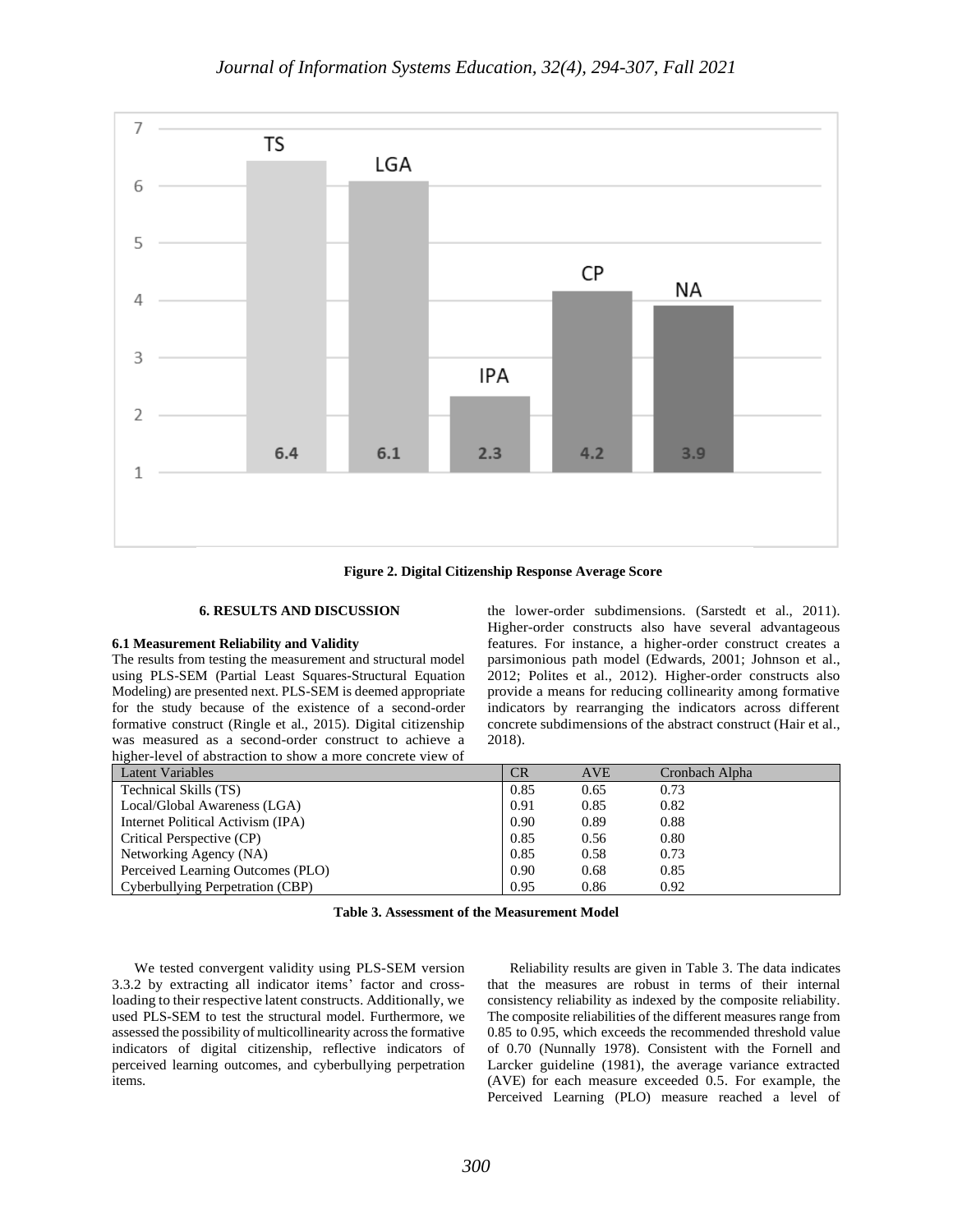**Figure 2. Digital Citizenship Response Average Score**

## 6. RESULTS AND DISCUSSION

### 6.1 Measurement Reliability and Validity

The results from testing the measurement and structural model using PLS-SEM (Partial Least Squares-Structural Equation Modeling) are presented next. PLS-SEM is deemed appropriate for the study because of the existence of a second-order formative construct (Ringle et al., 2015). Digital citizenship was measured as a second-order construct to achieve a higher-level of abstraction to show a more concrete view of the lower-order subdimensions. (Sarstedt et al., 2011). Higher-order constructs also have several advantageous features. For instance, a higher-order construct creates a parsimonious path model (Edwards, 2001; Johnson et al., 2012; Polites et al., 2012). Higher-order constructs also provide a means for reducing collinearity among formative indicators by rearranging the indicators across different concrete subdimensions of the abstract construct (Hair et al., 2018).

| Latent Variables | CR | AVE | Cronbach Alpha |
| --- | --- | --- | --- |
| Technical Skills (TS) | 0.85 | 0.65 | 0.73 |
| Local/Global Awareness (LGA) | 0.91 | 0.85 | 0.82 |
| Internet Political Activism (IPA) | 0.90 | 0.89 | 0.88 |
| Critical Perspective (CP) | 0.85 | 0.56 | 0.80 |
| Networking Agency (NA) | 0.85 | 0.58 | 0.73 |
| Perceived Learning Outcomes (PLO) | 0.90 | 0.68 | 0.85 |
| Cyberbullying Perpetration (CBP) | 0.95 | 0.86 | 0.92 |

**Table 3. Assessment of the Measurement Model**

We tested convergent validity using PLS-SEM version 3.3.2 by extracting all indicator items' factor and cross-loading to their respective latent constructs. Additionally, we used PLS-SEM to test the structural model. Furthermore, we assessed the possibility of multicollinearity across the formative indicators of digital citizenship, reflective indicators of perceived learning outcomes, and cyberbullying perpetration items.

Reliability results are given in Table 3. The data indicates that the measures are robust in terms of their internal consistency reliability as indexed by the composite reliability. The composite reliabilities of the different measures range from 0.85 to 0.95, which exceeds the recommended threshold value of 0.70 (Nunnally 1978). Consistent with the Fornell and Larcker guideline (1981), the average variance extracted (AVE) for each measure exceeded 0.5. For example, the Perceived Learning (PLO) measure reached a level of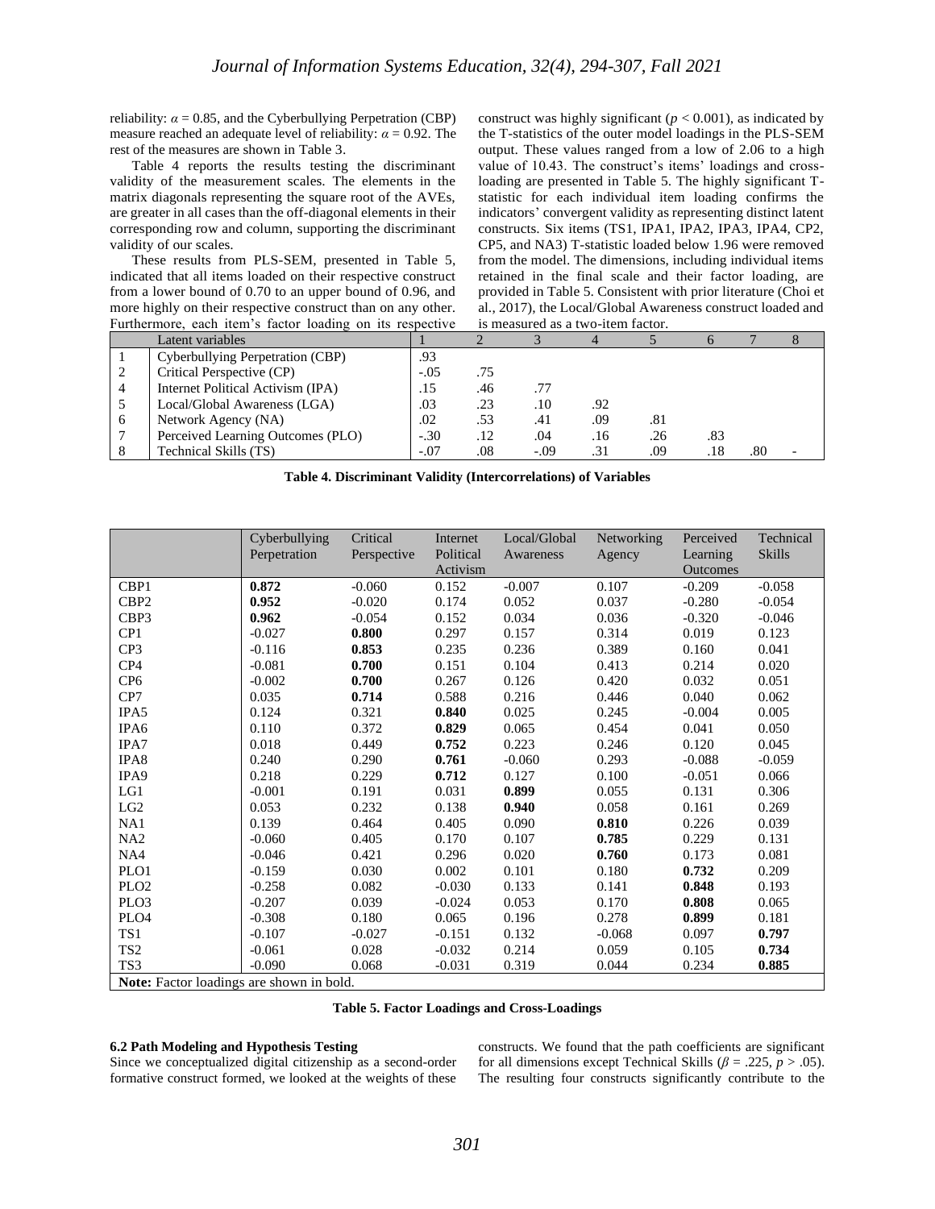reliability: $\alpha = 0.85$, and the Cyberbullying Perpetration (CBP) measure reached an adequate level of reliability: $\alpha = 0.92$. The rest of the measures are shown in Table 3.

Table 4 reports the results testing the discriminant validity of the measurement scales. The elements in the matrix diagonals representing the square root of the AVEs, are greater in all cases than the off-diagonal elements in their corresponding row and column, supporting the discriminant validity of our scales.

These results from PLS-SEM, presented in Table 5, indicated that all items loaded on their respective construct from a lower bound of 0.70 to an upper bound of 0.96, and more highly on their respective construct than on any other. Furthermore, each item's factor loading on its respective construct was highly significant ($p < 0.001$), as indicated by the T-statistics of the outer model loadings in the PLS-SEM output. These values ranged from a low of 2.06 to a high value of 10.43. The construct's items' loadings and cross-loading are presented in Table 5. The highly significant T-statistic for each individual item loading confirms the indicators' convergent validity as representing distinct latent constructs. Six items (TS1, IPA1, IPA2, IPA3, IPA4, CP2, CP5, and NA3) T-statistic loaded below 1.96 were removed from the model. The dimensions, including individual items retained in the final scale and their factor loading, are provided in Table 5. Consistent with prior literature (Choi et al., 2017), the Local/Global Awareness construct loaded and is measured as a two-item factor.

| | Latent variables | 1 | 2 | 3 | 4 | 5 | 6 | 7 | 8 |
|---|---|---|---|---|---|---|---|---|---|
| 1 | Cyberbullying Perpetration (CBP) | .93 | | | | | | | |
| 2 | Critical Perspective (CP) | -.05 | .75 | | | | | | |
| 4 | Internet Political Activism (IPA) | .15 | .46 | .77 | | | | | |
| 5 | Local/Global Awareness (LGA) | .03 | .23 | .10 | .92 | | | | |
| 6 | Network Agency (NA) | .02 | .53 | .41 | .09 | .81 | | | |
| 7 | Perceived Learning Outcomes (PLO) | -.30 | .12 | .04 | .16 | .26 | .83 | | |
| 8 | Technical Skills (TS) | -.07 | .08 | -.09 | .31 | .09 | .18 | .80 | - |

**Table 4. Discriminant Validity (Intercorrelations) of Variables**

| | Cyberbullying Perpetration | Critical Perspective | Internet Political Activism | Local/Global Awareness | Networking Agency | Perceived Learning Outcomes | Technical Skills |
|---|---|---|---|---|---|---|---|
| CBP1 | **0.872** | -0.060 | 0.152 | -0.007 | 0.107 | -0.209 | -0.058 |
| CBP2 | **0.952** | -0.020 | 0.174 | 0.052 | 0.037 | -0.280 | -0.054 |
| CBP3 | **0.962** | -0.054 | 0.152 | 0.034 | 0.036 | -0.320 | -0.046 |
| CP1 | -0.027 | **0.800** | 0.297 | 0.157 | 0.314 | 0.019 | 0.123 |
| CP3 | -0.116 | **0.853** | 0.235 | 0.236 | 0.389 | 0.160 | 0.041 |
| CP4 | -0.081 | **0.700** | 0.151 | 0.104 | 0.413 | 0.214 | 0.020 |
| CP6 | -0.002 | **0.700** | 0.267 | 0.126 | 0.420 | 0.032 | 0.051 |
| CP7 | 0.035 | **0.714** | 0.588 | 0.216 | 0.446 | 0.040 | 0.062 |
| IPA5 | 0.124 | 0.321 | **0.840** | 0.025 | 0.245 | -0.004 | 0.005 |
| IPA6 | 0.110 | 0.372 | **0.829** | 0.065 | 0.454 | 0.041 | 0.050 |
| IPA7 | 0.018 | 0.449 | **0.752** | 0.223 | 0.246 | 0.120 | 0.045 |
| IPA8 | 0.240 | 0.290 | **0.761** | -0.060 | 0.293 | -0.088 | -0.059 |
| IPA9 | 0.218 | 0.229 | **0.712** | 0.127 | 0.100 | -0.051 | 0.066 |
| LG1 | -0.001 | 0.191 | 0.031 | **0.899** | 0.055 | 0.131 | 0.306 |
| LG2 | 0.053 | 0.232 | 0.138 | **0.940** | 0.058 | 0.161 | 0.269 |
| NA1 | 0.139 | 0.464 | 0.405 | 0.090 | **0.810** | 0.226 | 0.039 |
| NA2 | -0.060 | 0.405 | 0.170 | 0.107 | **0.785** | 0.229 | 0.131 |
| NA4 | -0.046 | 0.421 | 0.296 | 0.020 | **0.760** | 0.173 | 0.081 |
| PLO1 | -0.159 | 0.030 | 0.002 | 0.101 | 0.180 | **0.732** | 0.209 |
| PLO2 | -0.258 | 0.082 | -0.030 | 0.133 | 0.141 | **0.848** | 0.193 |
| PLO3 | -0.207 | 0.039 | -0.024 | 0.053 | 0.170 | **0.808** | 0.065 |
| PLO4 | -0.308 | 0.180 | 0.065 | 0.196 | 0.278 | **0.899** | 0.181 |
| TS1 | -0.107 | -0.027 | -0.151 | 0.132 | -0.068 | 0.097 | **0.797** |
| TS2 | -0.061 | 0.028 | -0.032 | 0.214 | 0.059 | 0.105 | **0.734** |
| TS3 | -0.090 | 0.068 | -0.031 | 0.319 | 0.044 | 0.234 | **0.885** |
| **Note:** Factor loadings are shown in bold. | | | | | | | |

**Table 5. Factor Loadings and Cross-Loadings**

### 6.2 Path Modeling and Hypothesis Testing

Since we conceptualized digital citizenship as a second-order formative construct formed, we looked at the weights of these constructs. We found that the path coefficients are significant for all dimensions except Technical Skills ($\beta = .225$, $p > .05$). The resulting four constructs significantly contribute to the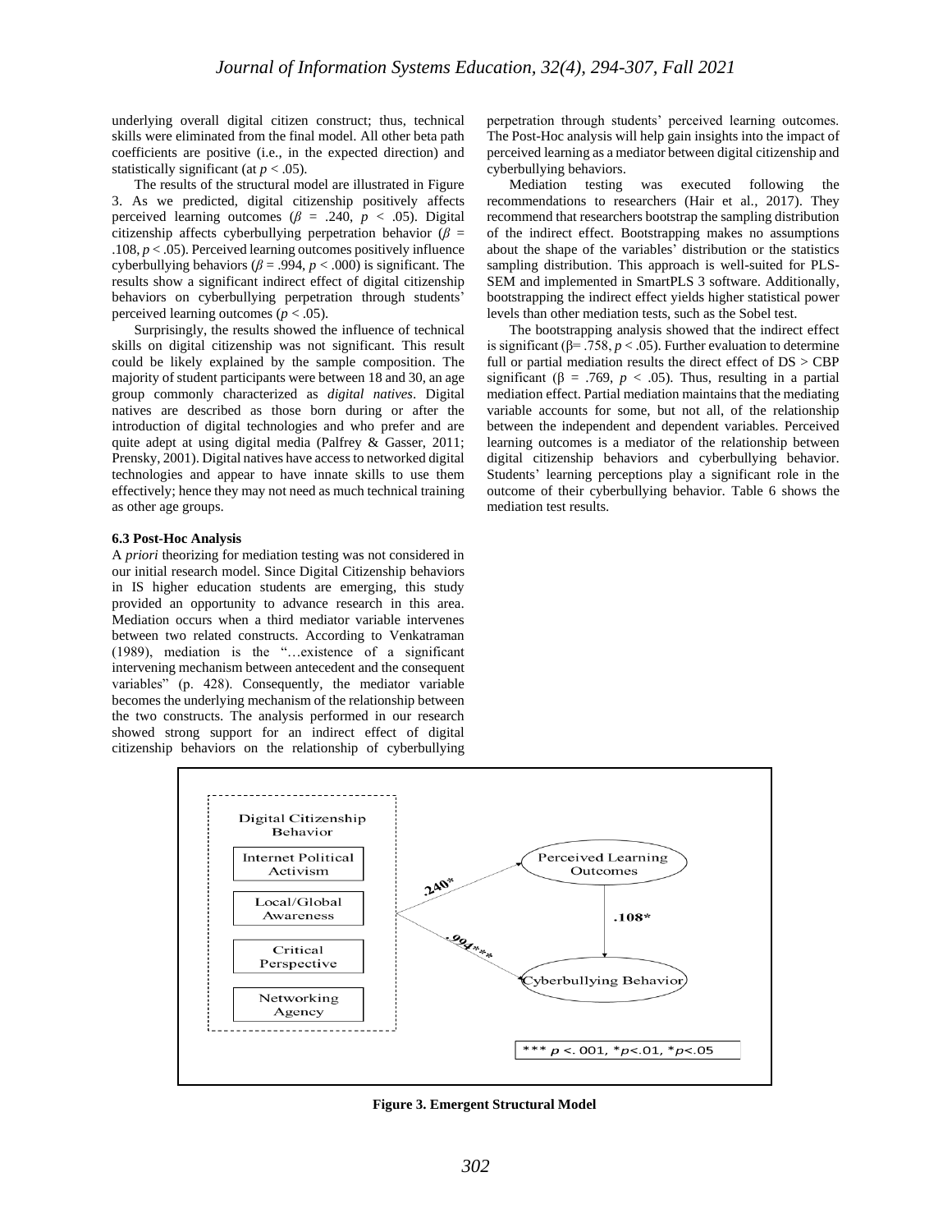underlying overall digital citizen construct; thus, technical skills were eliminated from the final model. All other beta path coefficients are positive (i.e., in the expected direction) and statistically significant (at $p < .05$).

The results of the structural model are illustrated in Figure 3. As we predicted, digital citizenship positively affects perceived learning outcomes ($\beta$ = .240, $p < .05$). Digital citizenship affects cyberbullying perpetration behavior ($\beta$ = .108, $p < .05$). Perceived learning outcomes positively influence cyberbullying behaviors ($\beta$ = .994, $p < .000$) is significant. The results show a significant indirect effect of digital citizenship behaviors on cyberbullying perpetration through students' perceived learning outcomes ($p < .05$).

Surprisingly, the results showed the influence of technical skills on digital citizenship was not significant. This result could be likely explained by the sample composition. The majority of student participants were between 18 and 30, an age group commonly characterized as *digital natives*. Digital natives are described as those born during or after the introduction of digital technologies and who prefer and are quite adept at using digital media (Palfrey & Gasser, 2011; Prensky, 2001). Digital natives have access to networked digital technologies and appear to have innate skills to use them effectively; hence they may not need as much technical training as other age groups.

**6.3 Post-Hoc Analysis**

A *priori* theorizing for mediation testing was not considered in our initial research model. Since Digital Citizenship behaviors in IS higher education students are emerging, this study provided an opportunity to advance research in this area. Mediation occurs when a third mediator variable intervenes between two related constructs. According to Venkatraman (1989), mediation is the "…existence of a significant intervening mechanism between antecedent and the consequent variables" (p. 428). Consequently, the mediator variable becomes the underlying mechanism of the relationship between the two constructs. The analysis performed in our research showed strong support for an indirect effect of digital citizenship behaviors on the relationship of cyberbullying perpetration through students' perceived learning outcomes. The Post-Hoc analysis will help gain insights into the impact of perceived learning as a mediator between digital citizenship and cyberbullying behaviors.

Mediation testing was executed following the recommendations to researchers (Hair et al., 2017). They recommend that researchers bootstrap the sampling distribution of the indirect effect. Bootstrapping makes no assumptions about the shape of the variables' distribution or the statistics sampling distribution. This approach is well-suited for PLS-SEM and implemented in SmartPLS 3 software. Additionally, bootstrapping the indirect effect yields higher statistical power levels than other mediation tests, such as the Sobel test.

The bootstrapping analysis showed that the indirect effect is significant (β= .758, $p < .05$). Further evaluation to determine full or partial mediation results the direct effect of DS > CBP significant (β = .769, $p < .05$). Thus, resulting in a partial mediation effect. Partial mediation maintains that the mediating variable accounts for some, but not all, of the relationship between the independent and dependent variables. Perceived learning outcomes is a mediator of the relationship between digital citizenship behaviors and cyberbullying behavior. Students' learning perceptions play a significant role in the outcome of their cyberbullying behavior. Table 6 shows the mediation test results.

Digital Citizenship Behavior: Internet Political Activism; Local/Global Awareness; Critical Perspective; Networking Agency

Digital Citizenship Behavior → Perceived Learning Outcomes: .240*

Digital Citizenship Behavior → Cyberbullying Behavior: .994***

Perceived Learning Outcomes → Cyberbullying Behavior: .108*

*** $p$ <. 001, *$p$<.01, *$p$<.05

**Figure 3. Emergent Structural Model**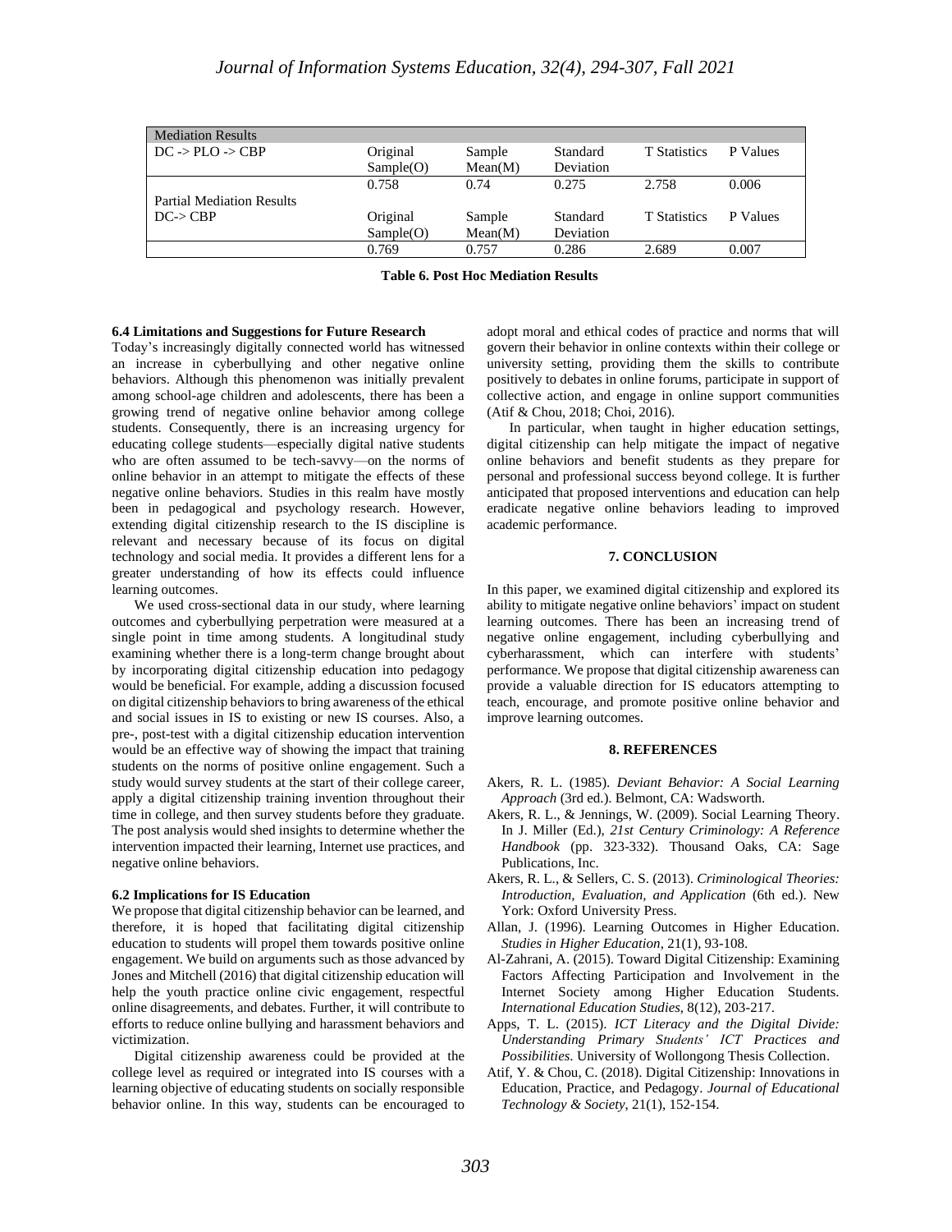| Mediation Results | | | | | |
|---|---|---|---|---|---|
| DC -> PLO -> CBP | Original Sample(O) | Sample Mean(M) | Standard Deviation | T Statistics | P Values |
| | 0.758 | 0.74 | 0.275 | 2.758 | 0.006 |
| Partial Mediation Results | | | | | |
| DC-> CBP | Original Sample(O) | Sample Mean(M) | Standard Deviation | T Statistics | P Values |
| | 0.769 | 0.757 | 0.286 | 2.689 | 0.007 |

**Table 6. Post Hoc Mediation Results**

### 6.4 Limitations and Suggestions for Future Research

Today's increasingly digitally connected world has witnessed an increase in cyberbullying and other negative online behaviors. Although this phenomenon was initially prevalent among school-age children and adolescents, there has been a growing trend of negative online behavior among college students. Consequently, there is an increasing urgency for educating college students—especially digital native students who are often assumed to be tech-savvy—on the norms of online behavior in an attempt to mitigate the effects of these negative online behaviors. Studies in this realm have mostly been in pedagogical and psychology research. However, extending digital citizenship research to the IS discipline is relevant and necessary because of its focus on digital technology and social media. It provides a different lens for a greater understanding of how its effects could influence learning outcomes.

We used cross-sectional data in our study, where learning outcomes and cyberbullying perpetration were measured at a single point in time among students. A longitudinal study examining whether there is a long-term change brought about by incorporating digital citizenship education into pedagogy would be beneficial. For example, adding a discussion focused on digital citizenship behaviors to bring awareness of the ethical and social issues in IS to existing or new IS courses. Also, a pre-, post-test with a digital citizenship education intervention would be an effective way of showing the impact that training students on the norms of positive online engagement. Such a study would survey students at the start of their college career, apply a digital citizenship training invention throughout their time in college, and then survey students before they graduate. The post analysis would shed insights to determine whether the intervention impacted their learning, Internet use practices, and negative online behaviors.

### 6.2 Implications for IS Education

We propose that digital citizenship behavior can be learned, and therefore, it is hoped that facilitating digital citizenship education to students will propel them towards positive online engagement. We build on arguments such as those advanced by Jones and Mitchell (2016) that digital citizenship education will help the youth practice online civic engagement, respectful online disagreements, and debates. Further, it will contribute to efforts to reduce online bullying and harassment behaviors and victimization.

Digital citizenship awareness could be provided at the college level as required or integrated into IS courses with a learning objective of educating students on socially responsible behavior online. In this way, students can be encouraged to adopt moral and ethical codes of practice and norms that will govern their behavior in online contexts within their college or university setting, providing them the skills to contribute positively to debates in online forums, participate in support of collective action, and engage in online support communities (Atif & Chou, 2018; Choi, 2016).

In particular, when taught in higher education settings, digital citizenship can help mitigate the impact of negative online behaviors and benefit students as they prepare for personal and professional success beyond college. It is further anticipated that proposed interventions and education can help eradicate negative online behaviors leading to improved academic performance.

## 7. CONCLUSION

In this paper, we examined digital citizenship and explored its ability to mitigate negative online behaviors' impact on student learning outcomes. There has been an increasing trend of negative online engagement, including cyberbullying and cyberharassment, which can interfere with students' performance. We propose that digital citizenship awareness can provide a valuable direction for IS educators attempting to teach, encourage, and promote positive online behavior and improve learning outcomes.

## 8. REFERENCES

Akers, R. L. (1985). *Deviant Behavior: A Social Learning Approach* (3rd ed.). Belmont, CA: Wadsworth.

Akers, R. L., & Jennings, W. (2009). Social Learning Theory. In J. Miller (Ed.), *21st Century Criminology: A Reference Handbook* (pp. 323-332). Thousand Oaks, CA: Sage Publications, Inc.

Akers, R. L., & Sellers, C. S. (2013). *Criminological Theories: Introduction, Evaluation, and Application* (6th ed.). New York: Oxford University Press.

Allan, J. (1996). Learning Outcomes in Higher Education. *Studies in Higher Education*, 21(1), 93-108.

Al-Zahrani, A. (2015). Toward Digital Citizenship: Examining Factors Affecting Participation and Involvement in the Internet Society among Higher Education Students. *International Education Studies*, 8(12), 203-217.

Apps, T. L. (2015). *ICT Literacy and the Digital Divide: Understanding Primary Students' ICT Practices and Possibilities*. University of Wollongong Thesis Collection.

Atif, Y. & Chou, C. (2018). Digital Citizenship: Innovations in Education, Practice, and Pedagogy. *Journal of Educational Technology & Society*, 21(1), 152-154.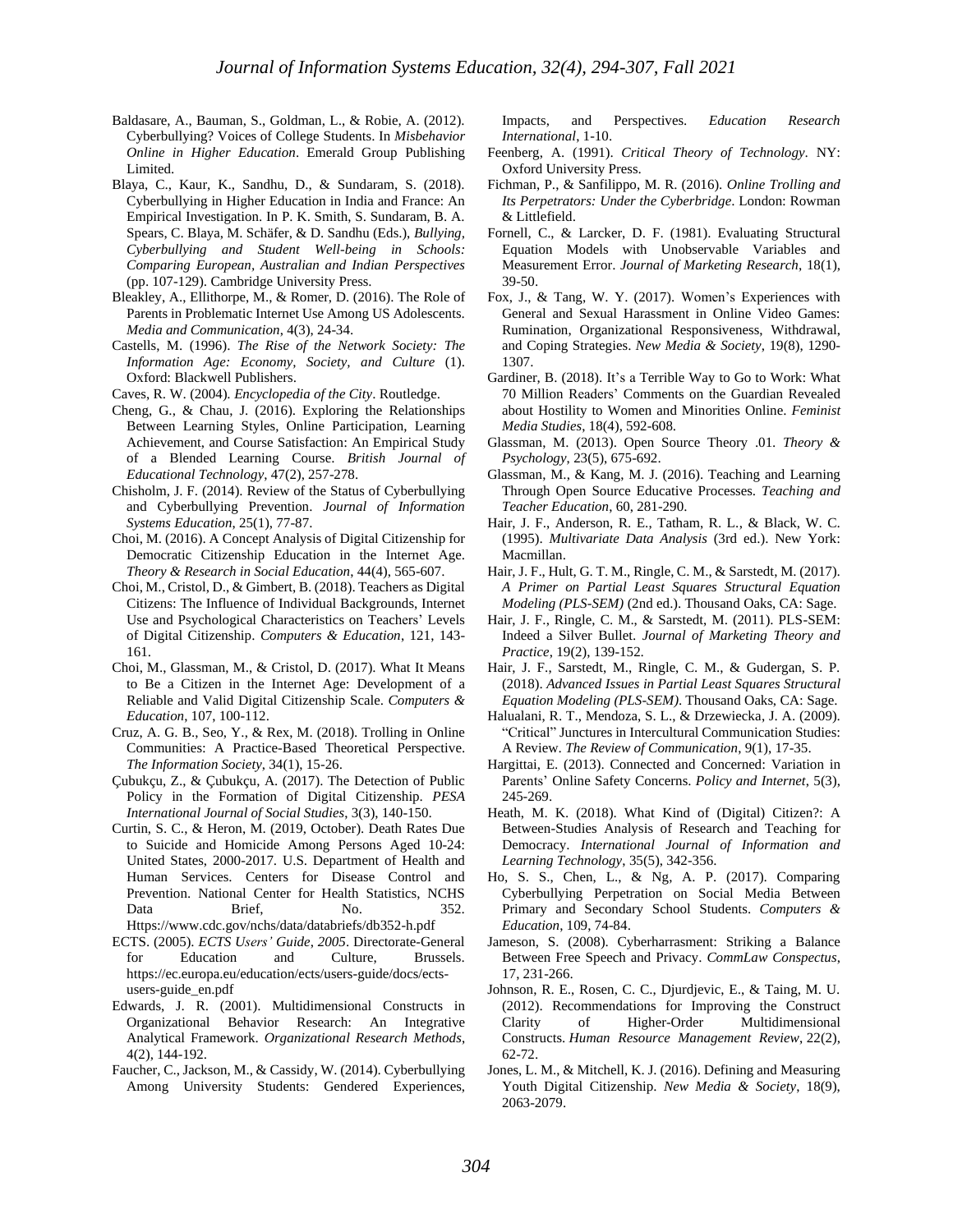Baldasare, A., Bauman, S., Goldman, L., & Robie, A. (2012). Cyberbullying? Voices of College Students. In *Misbehavior Online in Higher Education*. Emerald Group Publishing Limited.

Blaya, C., Kaur, K., Sandhu, D., & Sundaram, S. (2018). Cyberbullying in Higher Education in India and France: An Empirical Investigation. In P. K. Smith, S. Sundaram, B. A. Spears, C. Blaya, M. Schäfer, & D. Sandhu (Eds.), *Bullying, Cyberbullying and Student Well-being in Schools: Comparing European, Australian and Indian Perspectives* (pp. 107-129). Cambridge University Press.

Bleakley, A., Ellithorpe, M., & Romer, D. (2016). The Role of Parents in Problematic Internet Use Among US Adolescents. *Media and Communication*, 4(3), 24-34.

Castells, M. (1996). *The Rise of the Network Society: The Information Age: Economy, Society, and Culture* (1). Oxford: Blackwell Publishers.

Caves, R. W. (2004). *Encyclopedia of the City*. Routledge.

Cheng, G., & Chau, J. (2016). Exploring the Relationships Between Learning Styles, Online Participation, Learning Achievement, and Course Satisfaction: An Empirical Study of a Blended Learning Course. *British Journal of Educational Technology*, 47(2), 257-278.

Chisholm, J. F. (2014). Review of the Status of Cyberbullying and Cyberbullying Prevention. *Journal of Information Systems Education*, 25(1), 77-87.

Choi, M. (2016). A Concept Analysis of Digital Citizenship for Democratic Citizenship Education in the Internet Age. *Theory & Research in Social Education*, 44(4), 565-607.

Choi, M., Cristol, D., & Gimbert, B. (2018). Teachers as Digital Citizens: The Influence of Individual Backgrounds, Internet Use and Psychological Characteristics on Teachers' Levels of Digital Citizenship. *Computers & Education*, 121, 143-161.

Choi, M., Glassman, M., & Cristol, D. (2017). What It Means to Be a Citizen in the Internet Age: Development of a Reliable and Valid Digital Citizenship Scale. *Computers & Education*, 107, 100-112.

Cruz, A. G. B., Seo, Y., & Rex, M. (2018). Trolling in Online Communities: A Practice-Based Theoretical Perspective. *The Information Society*, 34(1), 15-26.

Çubukçu, Z., & Çubukçu, A. (2017). The Detection of Public Policy in the Formation of Digital Citizenship. *PESA International Journal of Social Studies*, 3(3), 140-150.

Curtin, S. C., & Heron, M. (2019, October). Death Rates Due to Suicide and Homicide Among Persons Aged 10-24: United States, 2000-2017. U.S. Department of Health and Human Services. Centers for Disease Control and Prevention. National Center for Health Statistics, NCHS Data Brief, No. 352. Https://www.cdc.gov/nchs/data/databriefs/db352-h.pdf

ECTS. (2005). *ECTS Users' Guide, 2005*. Directorate-General for Education and Culture, Brussels. https://ec.europa.eu/education/ects/users-guide/docs/ects-users-guide_en.pdf

Edwards, J. R. (2001). Multidimensional Constructs in Organizational Behavior Research: An Integrative Analytical Framework. *Organizational Research Methods*, 4(2), 144-192.

Faucher, C., Jackson, M., & Cassidy, W. (2014). Cyberbullying Among University Students: Gendered Experiences, Impacts, and Perspectives. *Education Research International*, 1-10.

Feenberg, A. (1991). *Critical Theory of Technology*. NY: Oxford University Press.

Fichman, P., & Sanfilippo, M. R. (2016). *Online Trolling and Its Perpetrators: Under the Cyberbridge*. London: Rowman & Littlefield.

Fornell, C., & Larcker, D. F. (1981). Evaluating Structural Equation Models with Unobservable Variables and Measurement Error. *Journal of Marketing Research*, 18(1), 39-50.

Fox, J., & Tang, W. Y. (2017). Women's Experiences with General and Sexual Harassment in Online Video Games: Rumination, Organizational Responsiveness, Withdrawal, and Coping Strategies. *New Media & Society*, 19(8), 1290-1307.

Gardiner, B. (2018). It's a Terrible Way to Go to Work: What 70 Million Readers' Comments on the Guardian Revealed about Hostility to Women and Minorities Online. *Feminist Media Studies*, 18(4), 592-608.

Glassman, M. (2013). Open Source Theory .01. *Theory & Psychology*, 23(5), 675-692.

Glassman, M., & Kang, M. J. (2016). Teaching and Learning Through Open Source Educative Processes. *Teaching and Teacher Education*, 60, 281-290.

Hair, J. F., Anderson, R. E., Tatham, R. L., & Black, W. C. (1995). *Multivariate Data Analysis* (3rd ed.). New York: Macmillan.

Hair, J. F., Hult, G. T. M., Ringle, C. M., & Sarstedt, M. (2017). *A Primer on Partial Least Squares Structural Equation Modeling (PLS-SEM)* (2nd ed.). Thousand Oaks, CA: Sage.

Hair, J. F., Ringle, C. M., & Sarstedt, M. (2011). PLS-SEM: Indeed a Silver Bullet. *Journal of Marketing Theory and Practice*, 19(2), 139-152.

Hair, J. F., Sarstedt, M., Ringle, C. M., & Gudergan, S. P. (2018). *Advanced Issues in Partial Least Squares Structural Equation Modeling (PLS-SEM)*. Thousand Oaks, CA: Sage.

Halualani, R. T., Mendoza, S. L., & Drzewiecka, J. A. (2009). "Critical" Junctures in Intercultural Communication Studies: A Review. *The Review of Communication*, 9(1), 17-35.

Hargittai, E. (2013). Connected and Concerned: Variation in Parents' Online Safety Concerns. *Policy and Internet*, 5(3), 245-269.

Heath, M. K. (2018). What Kind of (Digital) Citizen?: A Between-Studies Analysis of Research and Teaching for Democracy. *International Journal of Information and Learning Technology*, 35(5), 342-356.

Ho, S. S., Chen, L., & Ng, A. P. (2017). Comparing Cyberbullying Perpetration on Social Media Between Primary and Secondary School Students. *Computers & Education*, 109, 74-84.

Jameson, S. (2008). Cyberharrasment: Striking a Balance Between Free Speech and Privacy. *CommLaw Conspectus*, 17, 231-266.

Johnson, R. E., Rosen, C. C., Djurdjevic, E., & Taing, M. U. (2012). Recommendations for Improving the Construct Clarity of Higher-Order Multidimensional Constructs. *Human Resource Management Review*, 22(2), 62-72.

Jones, L. M., & Mitchell, K. J. (2016). Defining and Measuring Youth Digital Citizenship. *New Media & Society*, 18(9), 2063-2079.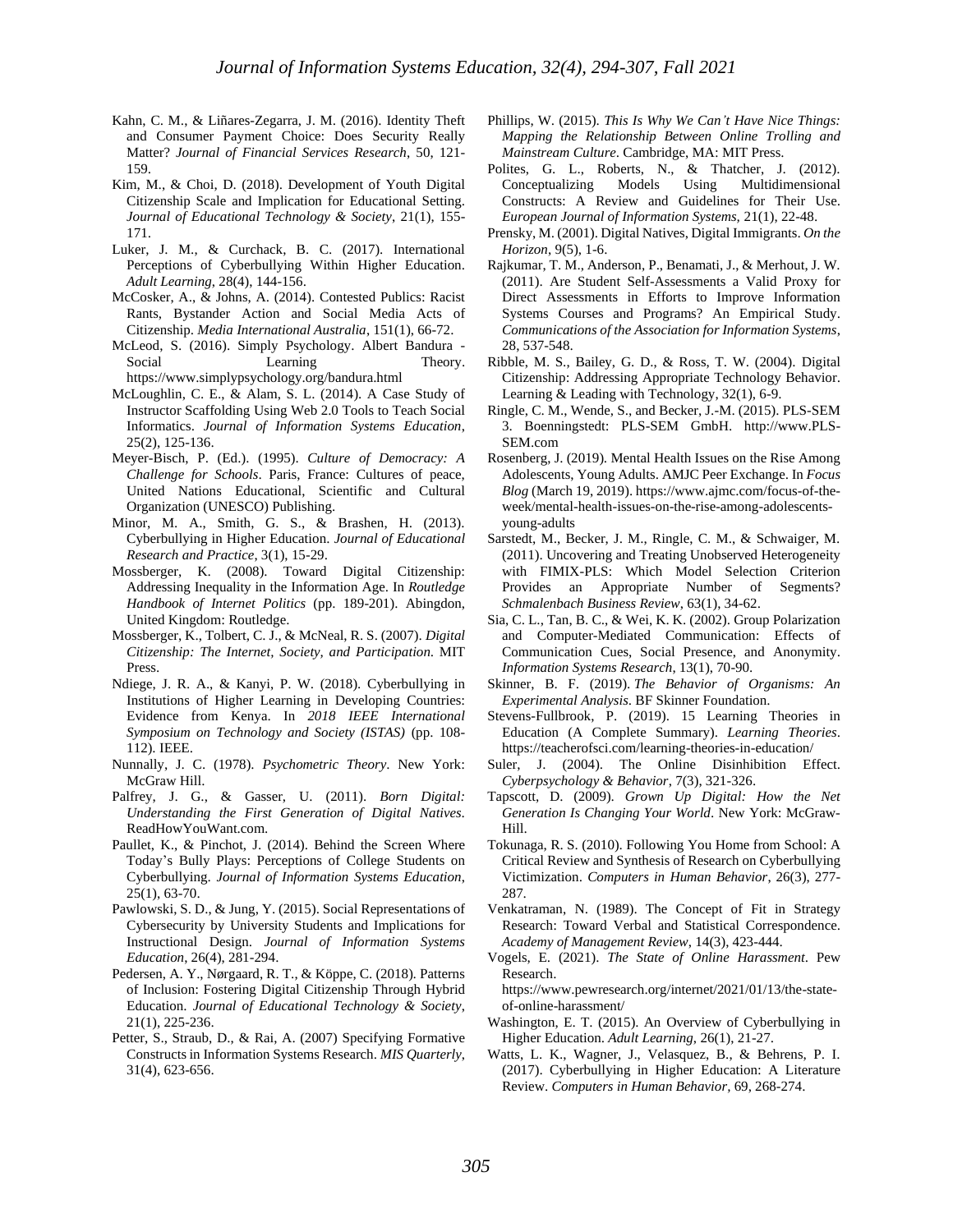Kahn, C. M., & Liñares-Zegarra, J. M. (2016). Identity Theft and Consumer Payment Choice: Does Security Really Matter? *Journal of Financial Services Research*, 50, 121-159.

Kim, M., & Choi, D. (2018). Development of Youth Digital Citizenship Scale and Implication for Educational Setting. *Journal of Educational Technology & Society*, 21(1), 155-171.

Luker, J. M., & Curchack, B. C. (2017). International Perceptions of Cyberbullying Within Higher Education. *Adult Learning*, 28(4), 144-156.

McCosker, A., & Johns, A. (2014). Contested Publics: Racist Rants, Bystander Action and Social Media Acts of Citizenship. *Media International Australia*, 151(1), 66-72.

McLeod, S. (2016). Simply Psychology. Albert Bandura - Social Learning Theory. https://www.simplypsychology.org/bandura.html

McLoughlin, C. E., & Alam, S. L. (2014). A Case Study of Instructor Scaffolding Using Web 2.0 Tools to Teach Social Informatics. *Journal of Information Systems Education*, 25(2), 125-136.

Meyer-Bisch, P. (Ed.). (1995). *Culture of Democracy: A Challenge for Schools*. Paris, France: Cultures of peace, United Nations Educational, Scientific and Cultural Organization (UNESCO) Publishing.

Minor, M. A., Smith, G. S., & Brashen, H. (2013). Cyberbullying in Higher Education. *Journal of Educational Research and Practice*, 3(1), 15-29.

Mossberger, K. (2008). Toward Digital Citizenship: Addressing Inequality in the Information Age. In *Routledge Handbook of Internet Politics* (pp. 189-201). Abingdon, United Kingdom: Routledge.

Mossberger, K., Tolbert, C. J., & McNeal, R. S. (2007). *Digital Citizenship: The Internet, Society, and Participation*. MIT Press.

Ndiege, J. R. A., & Kanyi, P. W. (2018). Cyberbullying in Institutions of Higher Learning in Developing Countries: Evidence from Kenya. In *2018 IEEE International Symposium on Technology and Society (ISTAS)* (pp. 108-112). IEEE.

Nunnally, J. C. (1978). *Psychometric Theory*. New York: McGraw Hill.

Palfrey, J. G., & Gasser, U. (2011). *Born Digital: Understanding the First Generation of Digital Natives*. ReadHowYouWant.com.

Paullet, K., & Pinchot, J. (2014). Behind the Screen Where Today's Bully Plays: Perceptions of College Students on Cyberbullying. *Journal of Information Systems Education*, 25(1), 63-70.

Pawlowski, S. D., & Jung, Y. (2015). Social Representations of Cybersecurity by University Students and Implications for Instructional Design. *Journal of Information Systems Education*, 26(4), 281-294.

Pedersen, A. Y., Nørgaard, R. T., & Köppe, C. (2018). Patterns of Inclusion: Fostering Digital Citizenship Through Hybrid Education. *Journal of Educational Technology & Society*, 21(1), 225-236.

Petter, S., Straub, D., & Rai, A. (2007) Specifying Formative Constructs in Information Systems Research. *MIS Quarterly*, 31(4), 623-656.

Phillips, W. (2015). *This Is Why We Can't Have Nice Things: Mapping the Relationship Between Online Trolling and Mainstream Culture*. Cambridge, MA: MIT Press.

Polites, G. L., Roberts, N., & Thatcher, J. (2012). Conceptualizing Models Using Multidimensional Constructs: A Review and Guidelines for Their Use. *European Journal of Information Systems*, 21(1), 22-48.

Prensky, M. (2001). Digital Natives, Digital Immigrants. *On the Horizon*, 9(5), 1-6.

Rajkumar, T. M., Anderson, P., Benamati, J., & Merhout, J. W. (2011). Are Student Self-Assessments a Valid Proxy for Direct Assessments in Efforts to Improve Information Systems Courses and Programs? An Empirical Study. *Communications of the Association for Information Systems*, 28, 537-548.

Ribble, M. S., Bailey, G. D., & Ross, T. W. (2004). Digital Citizenship: Addressing Appropriate Technology Behavior. Learning & Leading with Technology, 32(1), 6-9.

Ringle, C. M., Wende, S., and Becker, J.-M. (2015). PLS-SEM 3. Boenningstedt: PLS-SEM GmbH. http://www.PLS-SEM.com

Rosenberg, J. (2019). Mental Health Issues on the Rise Among Adolescents, Young Adults. AMJC Peer Exchange. In *Focus Blog* (March 19, 2019). https://www.ajmc.com/focus-of-the-week/mental-health-issues-on-the-rise-among-adolescents-young-adults

Sarstedt, M., Becker, J. M., Ringle, C. M., & Schwaiger, M. (2011). Uncovering and Treating Unobserved Heterogeneity with FIMIX-PLS: Which Model Selection Criterion Provides an Appropriate Number of Segments? *Schmalenbach Business Review*, 63(1), 34-62.

Sia, C. L., Tan, B. C., & Wei, K. K. (2002). Group Polarization and Computer-Mediated Communication: Effects of Communication Cues, Social Presence, and Anonymity. *Information Systems Research*, 13(1), 70-90.

Skinner, B. F. (2019). *The Behavior of Organisms: An Experimental Analysis*. BF Skinner Foundation.

Stevens-Fullbrook, P. (2019). 15 Learning Theories in Education (A Complete Summary). *Learning Theories*. https://teacherofsci.com/learning-theories-in-education/

Suler, J. (2004). The Online Disinhibition Effect. *Cyberpsychology & Behavior*, 7(3), 321-326.

Tapscott, D. (2009). *Grown Up Digital: How the Net Generation Is Changing Your World*. New York: McGraw-Hill.

Tokunaga, R. S. (2010). Following You Home from School: A Critical Review and Synthesis of Research on Cyberbullying Victimization. *Computers in Human Behavior*, 26(3), 277-287.

Venkatraman, N. (1989). The Concept of Fit in Strategy Research: Toward Verbal and Statistical Correspondence. *Academy of Management Review*, 14(3), 423-444.

Vogels, E. (2021). *The State of Online Harassment*. Pew Research. https://www.pewresearch.org/internet/2021/01/13/the-state-of-online-harassment/

Washington, E. T. (2015). An Overview of Cyberbullying in Higher Education. *Adult Learning*, 26(1), 21-27.

Watts, L. K., Wagner, J., Velasquez, B., & Behrens, P. I. (2017). Cyberbullying in Higher Education: A Literature Review. *Computers in Human Behavior*, 69, 268-274.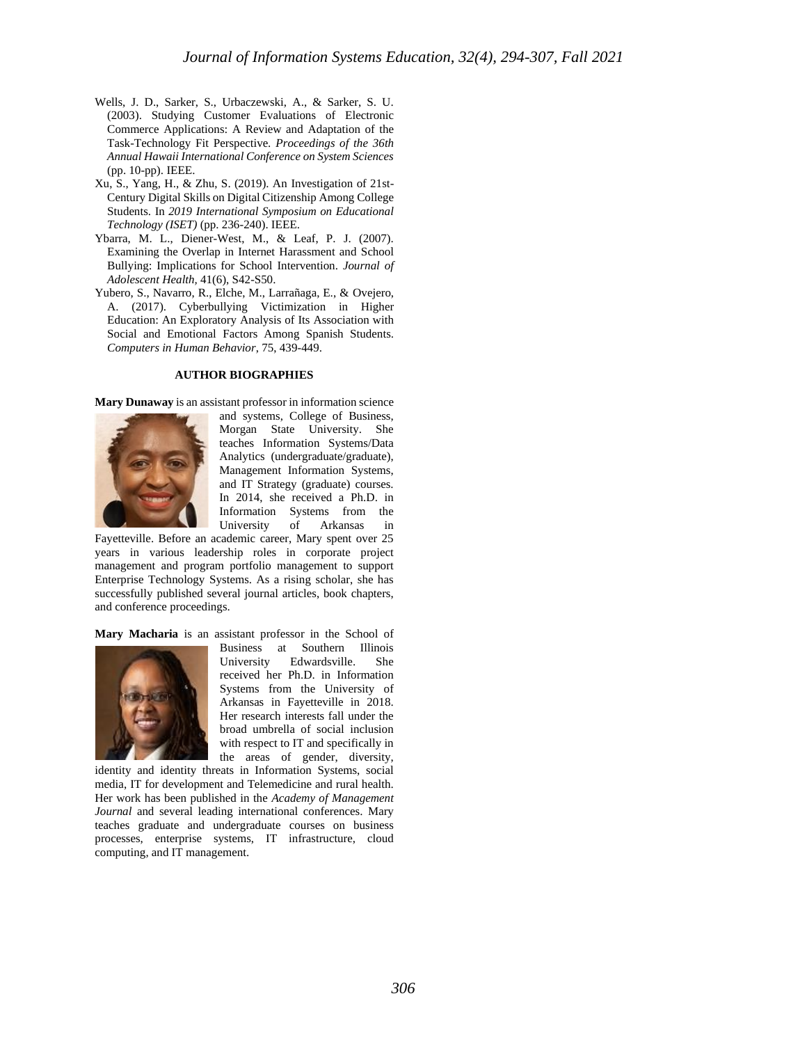Wells, J. D., Sarker, S., Urbaczewski, A., & Sarker, S. U. (2003). Studying Customer Evaluations of Electronic Commerce Applications: A Review and Adaptation of the Task-Technology Fit Perspective. *Proceedings of the 36th Annual Hawaii International Conference on System Sciences* (pp. 10-pp). IEEE.

Xu, S., Yang, H., & Zhu, S. (2019). An Investigation of 21st-Century Digital Skills on Digital Citizenship Among College Students. In *2019 International Symposium on Educational Technology (ISET)* (pp. 236-240). IEEE.

Ybarra, M. L., Diener-West, M., & Leaf, P. J. (2007). Examining the Overlap in Internet Harassment and School Bullying: Implications for School Intervention. *Journal of Adolescent Health*, 41(6), S42-S50.

Yubero, S., Navarro, R., Elche, M., Larrañaga, E., & Ovejero, A. (2017). Cyberbullying Victimization in Higher Education: An Exploratory Analysis of Its Association with Social and Emotional Factors Among Spanish Students. *Computers in Human Behavior*, 75, 439-449.

## AUTHOR BIOGRAPHIES

**Mary Dunaway** is an assistant professor in information science and systems, College of Business, Morgan State University. She teaches Information Systems/Data Analytics (undergraduate/graduate), Management Information Systems, and IT Strategy (graduate) courses. In 2014, she received a Ph.D. in Information Systems from the University of Arkansas in Fayetteville. Before an academic career, Mary spent over 25 years in various leadership roles in corporate project management and program portfolio management to support Enterprise Technology Systems. As a rising scholar, she has successfully published several journal articles, book chapters, and conference proceedings.

**Mary Macharia** is an assistant professor in the School of Business at Southern Illinois University Edwardsville. She received her Ph.D. in Information Systems from the University of Arkansas in Fayetteville in 2018. Her research interests fall under the broad umbrella of social inclusion with respect to IT and specifically in the areas of gender, diversity, identity and identity threats in Information Systems, social media, IT for development and Telemedicine and rural health. Her work has been published in the *Academy of Management Journal* and several leading international conferences. Mary teaches graduate and undergraduate courses on business processes, enterprise systems, IT infrastructure, cloud computing, and IT management.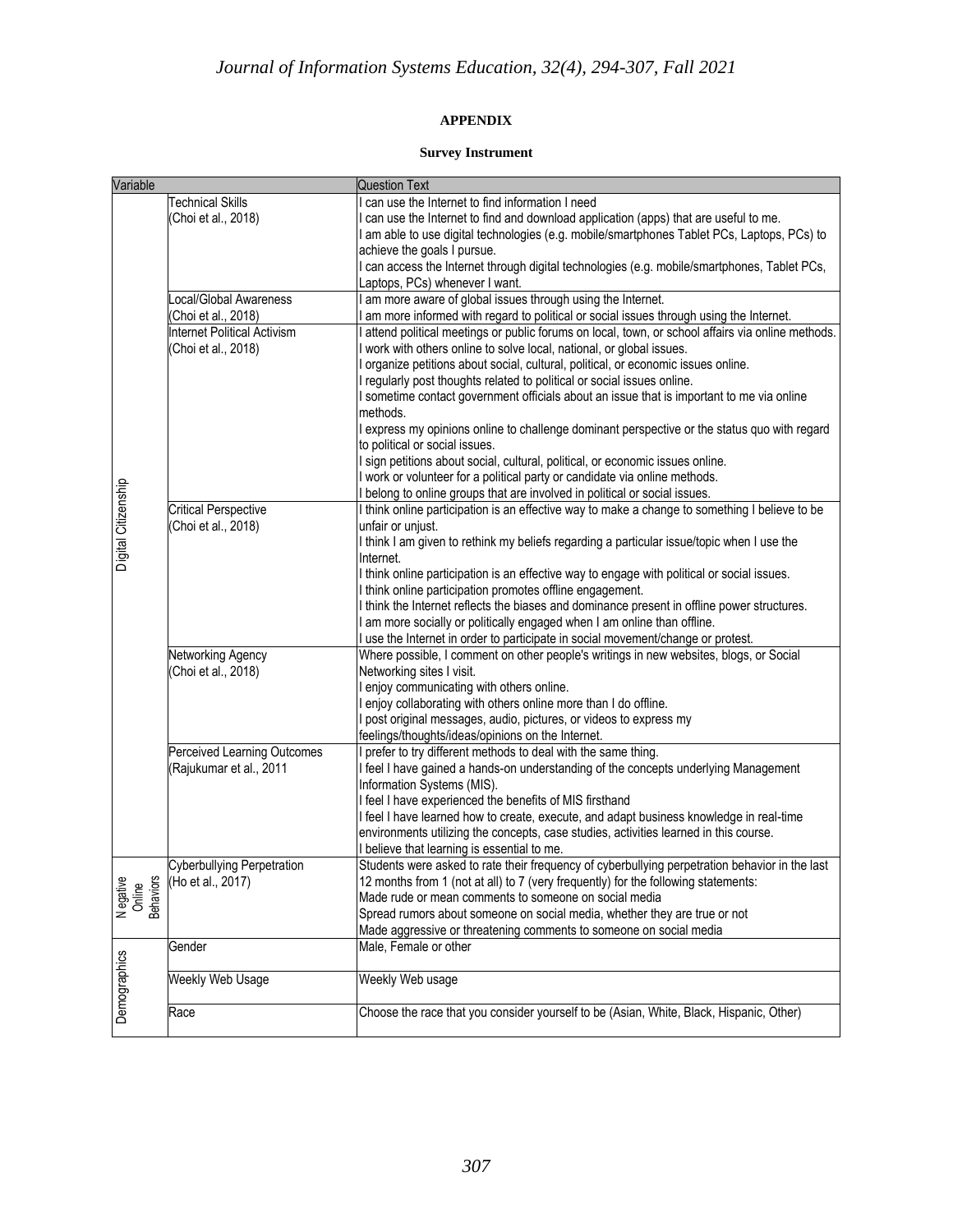## APPENDIX

### Survey Instrument

| Variable | | Question Text |
|---|---|---|
| Digital Citizenship | Technical Skills (Choi et al., 2018) | I can use the Internet to find information I need<br>I can use the Internet to find and download application (apps) that are useful to me.<br>I am able to use digital technologies (e.g. mobile/smartphones Tablet PCs, Laptops, PCs) to achieve the goals I pursue.<br>I can access the Internet through digital technologies (e.g. mobile/smartphones, Tablet PCs, Laptops, PCs) whenever I want. |
| | Local/Global Awareness (Choi et al., 2018) | I am more aware of global issues through using the Internet.<br>I am more informed with regard to political or social issues through using the Internet. |
| | Internet Political Activism (Choi et al., 2018) | I attend political meetings or public forums on local, town, or school affairs via online methods.<br>I work with others online to solve local, national, or global issues.<br>I organize petitions about social, cultural, political, or economic issues online.<br>I regularly post thoughts related to political or social issues online.<br>I sometime contact government officials about an issue that is important to me via online methods.<br>I express my opinions online to challenge dominant perspective or the status quo with regard to political or social issues.<br>I sign petitions about social, cultural, political, or economic issues online.<br>I work or volunteer for a political party or candidate via online methods.<br>I belong to online groups that are involved in political or social issues. |
| | Critical Perspective (Choi et al., 2018) | I think online participation is an effective way to make a change to something I believe to be unfair or unjust.<br>I think I am given to rethink my beliefs regarding a particular issue/topic when I use the Internet.<br>I think online participation is an effective way to engage with political or social issues.<br>I think online participation promotes offline engagement.<br>I think the Internet reflects the biases and dominance present in offline power structures.<br>I am more socially or politically engaged when I am online than offline.<br>I use the Internet in order to participate in social movement/change or protest. |
| | Networking Agency (Choi et al., 2018) | Where possible, I comment on other people's writings in new websites, blogs, or Social Networking sites I visit.<br>I enjoy communicating with others online.<br>I enjoy collaborating with others online more than I do offline.<br>I post original messages, audio, pictures, or videos to express my feelings/thoughts/ideas/opinions on the Internet. |
| | Perceived Learning Outcomes (Rajukumar et al., 2011 | I prefer to try different methods to deal with the same thing.<br>I feel I have gained a hands-on understanding of the concepts underlying Management Information Systems (MIS).<br>I feel I have experienced the benefits of MIS firsthand<br>I feel I have learned how to create, execute, and adapt business knowledge in real-time environments utilizing the concepts, case studies, activities learned in this course.<br>I believe that learning is essential to me. |
| Negative Online Behaviors | Cyberbullying Perpetration (Ho et al., 2017) | Students were asked to rate their frequency of cyberbullying perpetration behavior in the last 12 months from 1 (not at all) to 7 (very frequently) for the following statements:<br>Made rude or mean comments to someone on social media<br>Spread rumors about someone on social media, whether they are true or not<br>Made aggressive or threatening comments to someone on social media |
| Demographics | Gender | Male, Female or other |
| | Weekly Web Usage | Weekly Web usage |
| | Race | Choose the race that you consider yourself to be (Asian, White, Black, Hispanic, Other) |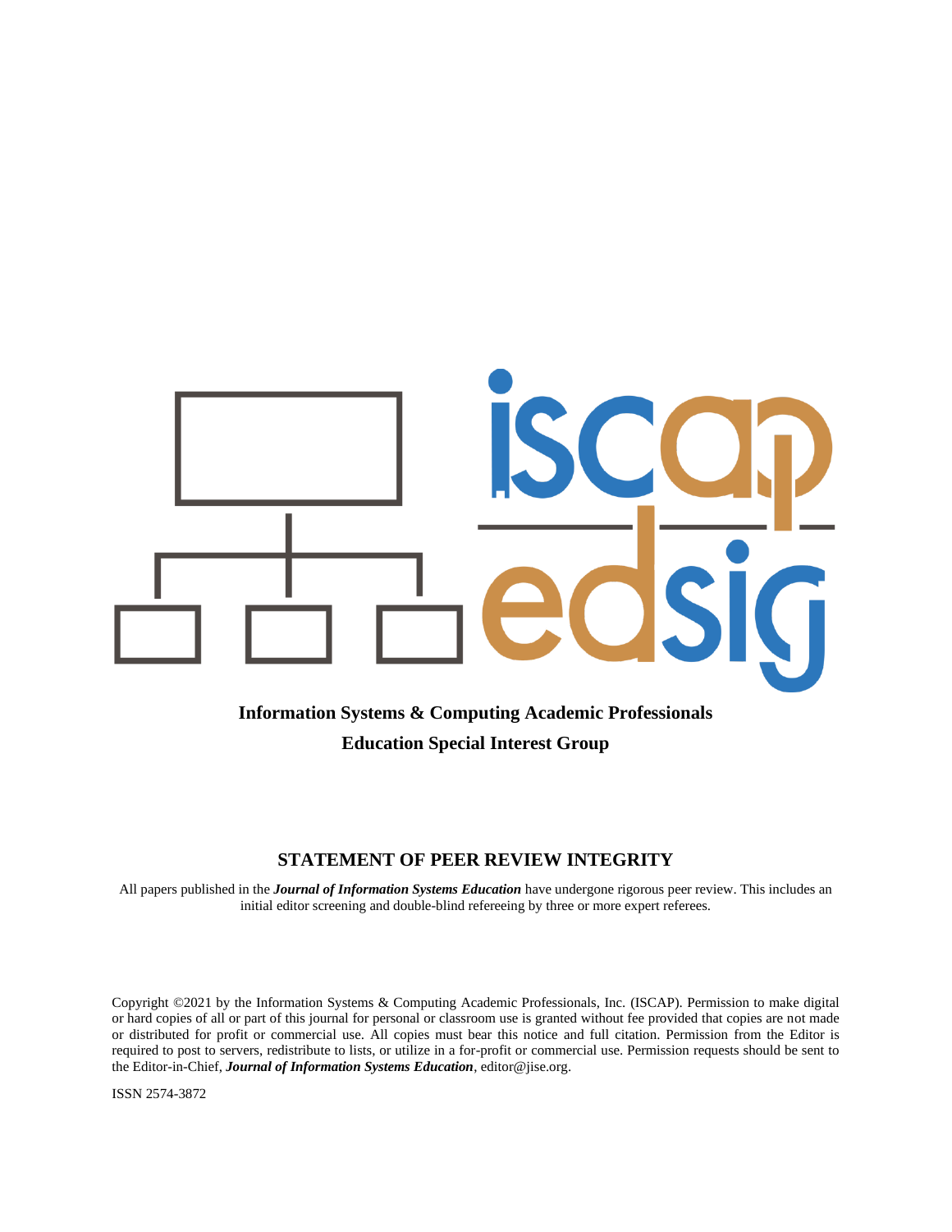**Information Systems & Computing Academic Professionals**

**Education Special Interest Group**

## STATEMENT OF PEER REVIEW INTEGRITY

All papers published in the ***Journal of Information Systems Education*** have undergone rigorous peer review. This includes an initial editor screening and double-blind refereeing by three or more expert referees.

Copyright ©2021 by the Information Systems & Computing Academic Professionals, Inc. (ISCAP). Permission to make digital or hard copies of all or part of this journal for personal or classroom use is granted without fee provided that copies are not made or distributed for profit or commercial use. All copies must bear this notice and full citation. Permission from the Editor is required to post to servers, redistribute to lists, or utilize in a for-profit or commercial use. Permission requests should be sent to the Editor-in-Chief, ***Journal of Information Systems Education***, editor@jise.org.

ISSN 2574-3872